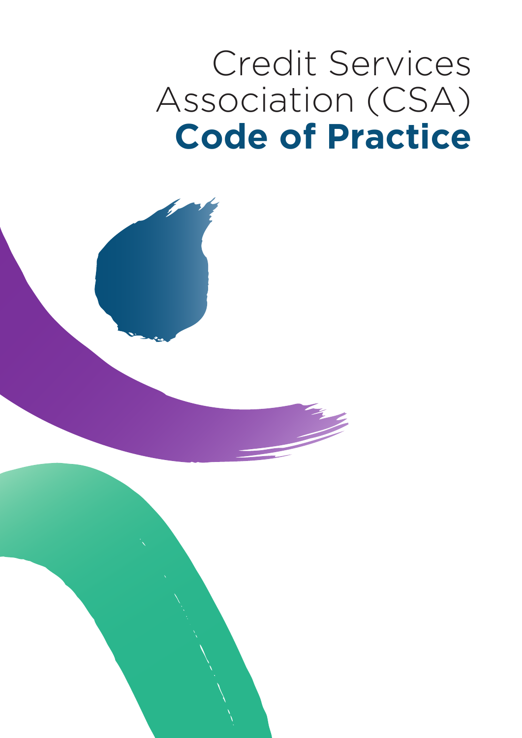# Credit Services Association (CSA) **Code of Practice**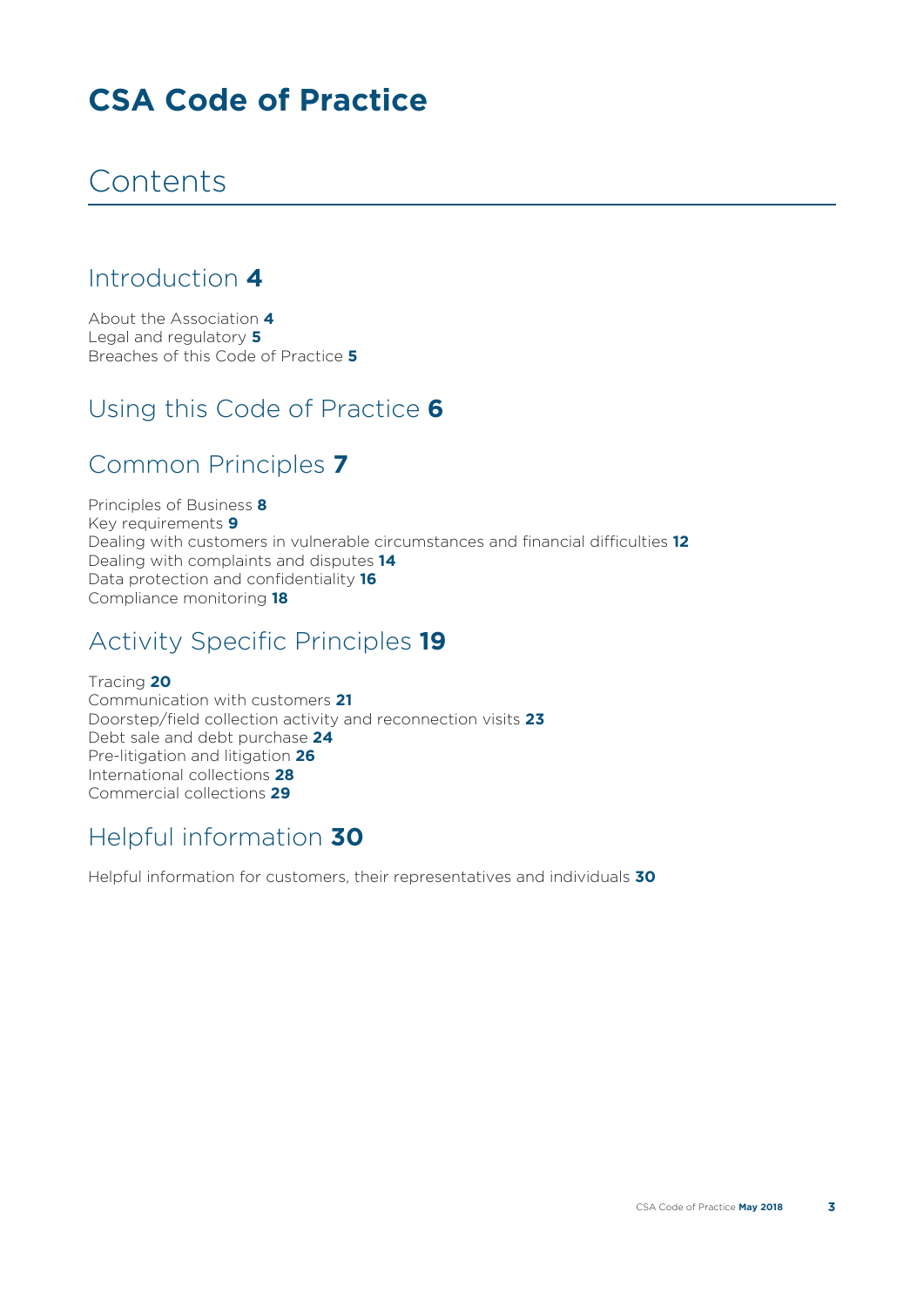# CSA Code of Practice

## Contents

### Introduction **4**

About the Association **4**
Legal and regulatory **5**
Breaches of this Code of Practice **5**

### Using this Code of Practice **6**

### Common Principles **7**

Principles of Business **8**
Key requirements **9**
Dealing with customers in vulnerable circumstances and financial difficulties **12**
Dealing with complaints and disputes **14**
Data protection and confidentiality **16**
Compliance monitoring **18**

### Activity Specific Principles **19**

Tracing **20**
Communication with customers **21**
Doorstep/field collection activity and reconnection visits **23**
Debt sale and debt purchase **24**
Pre-litigation and litigation **26**
International collections **28**
Commercial collections **29**

### Helpful information **30**

Helpful information for customers, their representatives and individuals **30**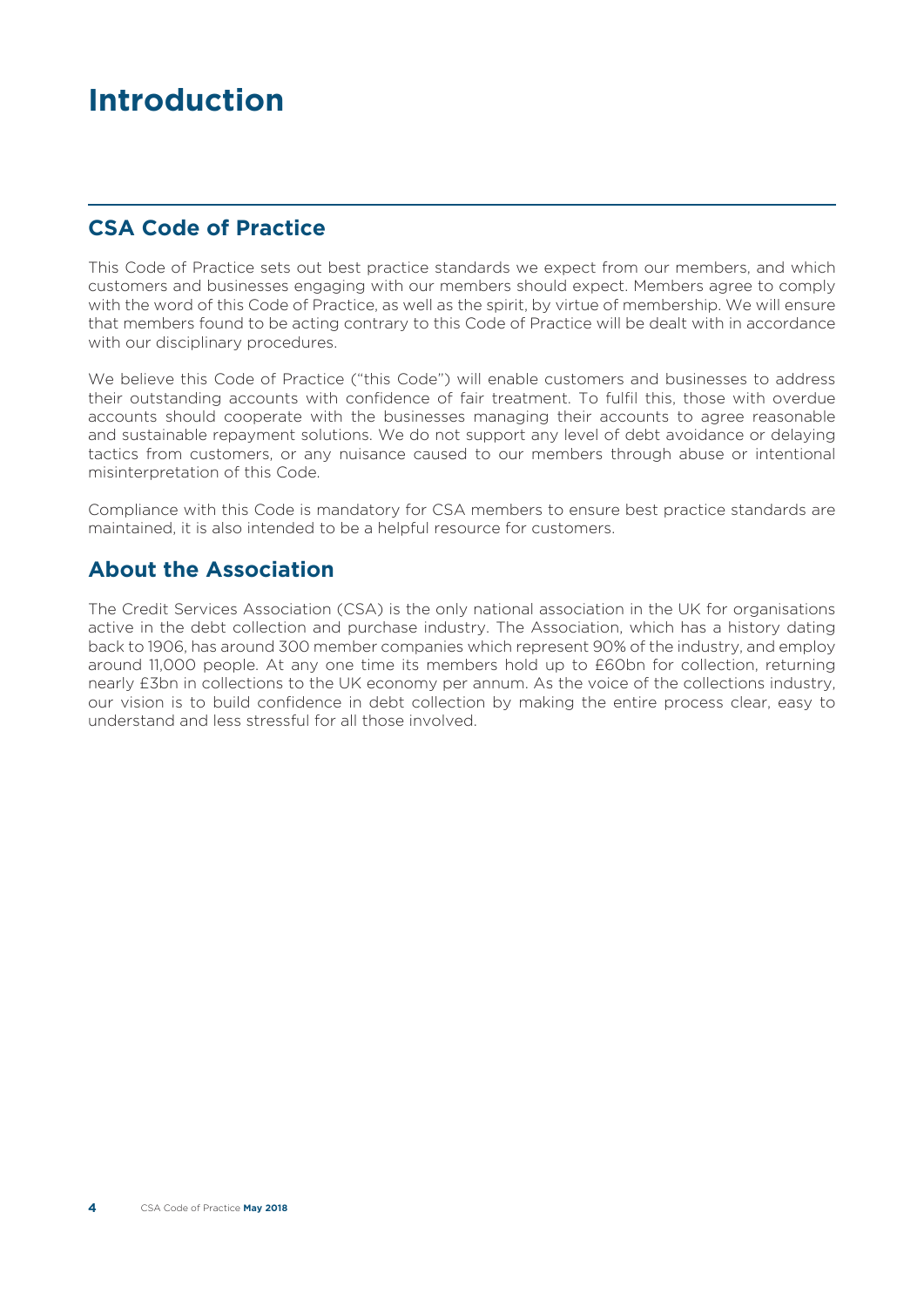# Introduction

## CSA Code of Practice

This Code of Practice sets out best practice standards we expect from our members, and which customers and businesses engaging with our members should expect. Members agree to comply with the word of this Code of Practice, as well as the spirit, by virtue of membership. We will ensure that members found to be acting contrary to this Code of Practice will be dealt with in accordance with our disciplinary procedures.

We believe this Code of Practice ("this Code") will enable customers and businesses to address their outstanding accounts with confidence of fair treatment. To fulfil this, those with overdue accounts should cooperate with the businesses managing their accounts to agree reasonable and sustainable repayment solutions. We do not support any level of debt avoidance or delaying tactics from customers, or any nuisance caused to our members through abuse or intentional misinterpretation of this Code.

Compliance with this Code is mandatory for CSA members to ensure best practice standards are maintained, it is also intended to be a helpful resource for customers.

## About the Association

The Credit Services Association (CSA) is the only national association in the UK for organisations active in the debt collection and purchase industry. The Association, which has a history dating back to 1906, has around 300 member companies which represent 90% of the industry, and employ around 11,000 people. At any one time its members hold up to £60bn for collection, returning nearly £3bn in collections to the UK economy per annum. As the voice of the collections industry, our vision is to build confidence in debt collection by making the entire process clear, easy to understand and less stressful for all those involved.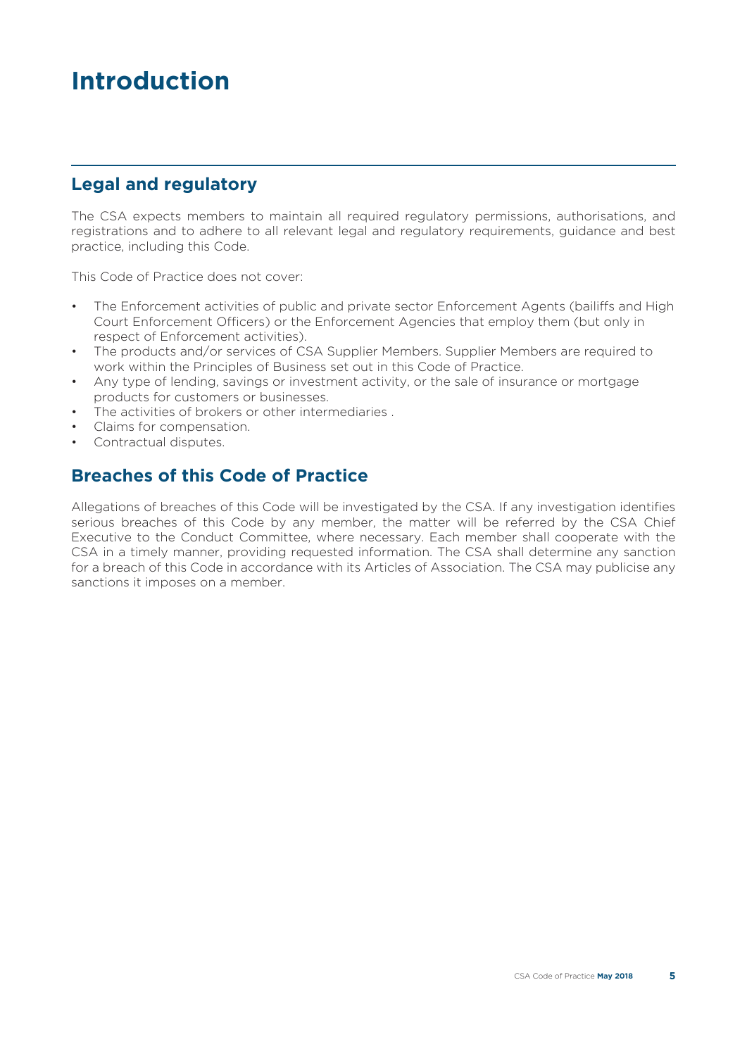# Introduction

## Legal and regulatory

The CSA expects members to maintain all required regulatory permissions, authorisations, and registrations and to adhere to all relevant legal and regulatory requirements, guidance and best practice, including this Code.

This Code of Practice does not cover:

- The Enforcement activities of public and private sector Enforcement Agents (bailiffs and High Court Enforcement Officers) or the Enforcement Agencies that employ them (but only in respect of Enforcement activities).
- The products and/or services of CSA Supplier Members. Supplier Members are required to work within the Principles of Business set out in this Code of Practice.
- Any type of lending, savings or investment activity, or the sale of insurance or mortgage products for customers or businesses.
- The activities of brokers or other intermediaries .
- Claims for compensation.
- Contractual disputes.

## Breaches of this Code of Practice

Allegations of breaches of this Code will be investigated by the CSA. If any investigation identifies serious breaches of this Code by any member, the matter will be referred by the CSA Chief Executive to the Conduct Committee, where necessary. Each member shall cooperate with the CSA in a timely manner, providing requested information. The CSA shall determine any sanction for a breach of this Code in accordance with its Articles of Association. The CSA may publicise any sanctions it imposes on a member.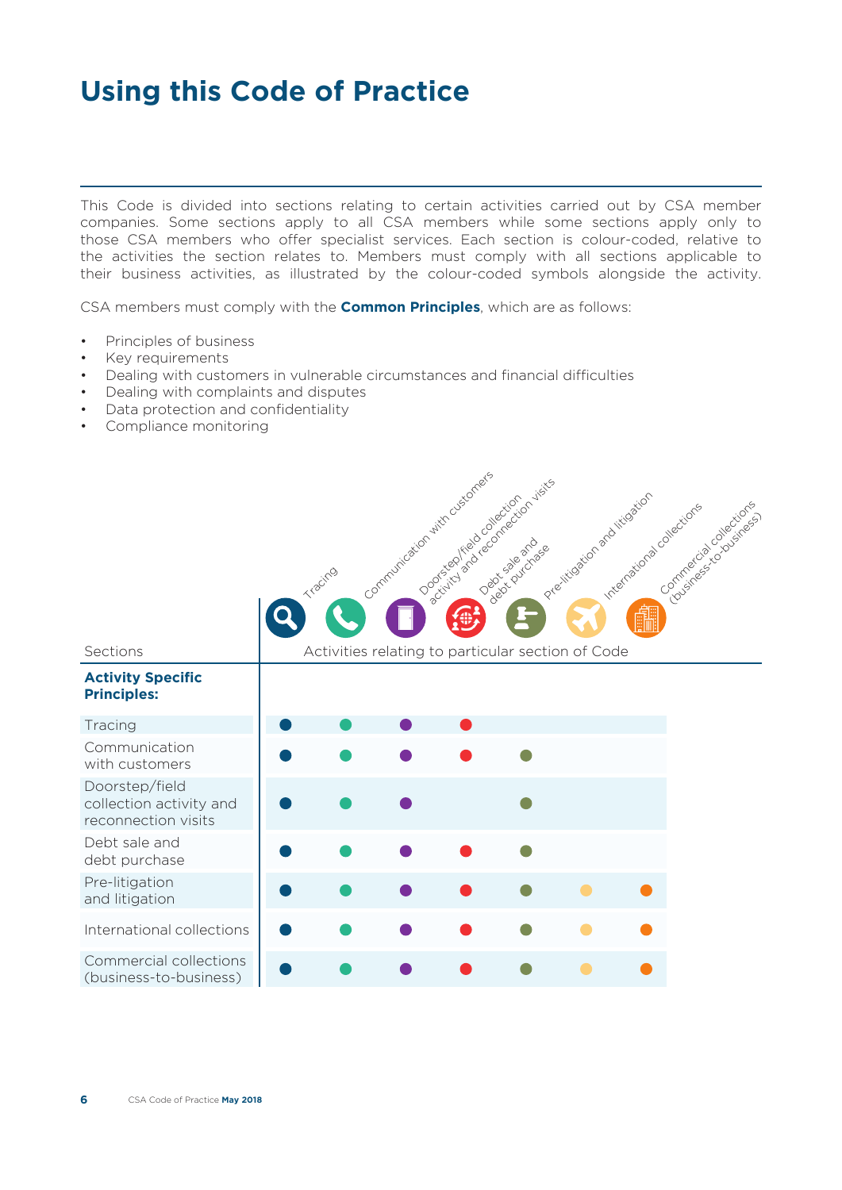# Using this Code of Practice

This Code is divided into sections relating to certain activities carried out by CSA member companies. Some sections apply to all CSA members while some sections apply only to those CSA members who offer specialist services. Each section is colour-coded, relative to the activities the section relates to. Members must comply with all sections applicable to their business activities, as illustrated by the colour-coded symbols alongside the activity.

CSA members must comply with the **Common Principles**, which are as follows:

- Principles of business
- Key requirements
- Dealing with customers in vulnerable circumstances and financial difficulties
- Dealing with complaints and disputes
- Data protection and confidentiality
- Compliance monitoring

| Sections | Tracing | Communication with customers | Doorstep/field collection activity and reconnection visits | Debt sale and debt purchase | Pre-litigation and litigation | International collections | Commercial collections (business-to-business) |
|---|---|---|---|---|---|---|---|
| | Activities relating to particular section of Code | | | | | | |
| **Activity Specific Principles:** | | | | | | | |
| Tracing | ● | ● | ● | ● | | | |
| Communication with customers | ● | ● | ● | ● | ● | | |
| Doorstep/field collection activity and reconnection visits | ● | ● | ● | | ● | | |
| Debt sale and debt purchase | ● | ● | ● | ● | ● | | |
| Pre-litigation and litigation | ● | ● | ● | ● | ● | ● | ● |
| International collections | ● | ● | ● | ● | ● | ● | ● |
| Commercial collections (business-to-business) | ● | ● | ● | ● | ● | ● | ● |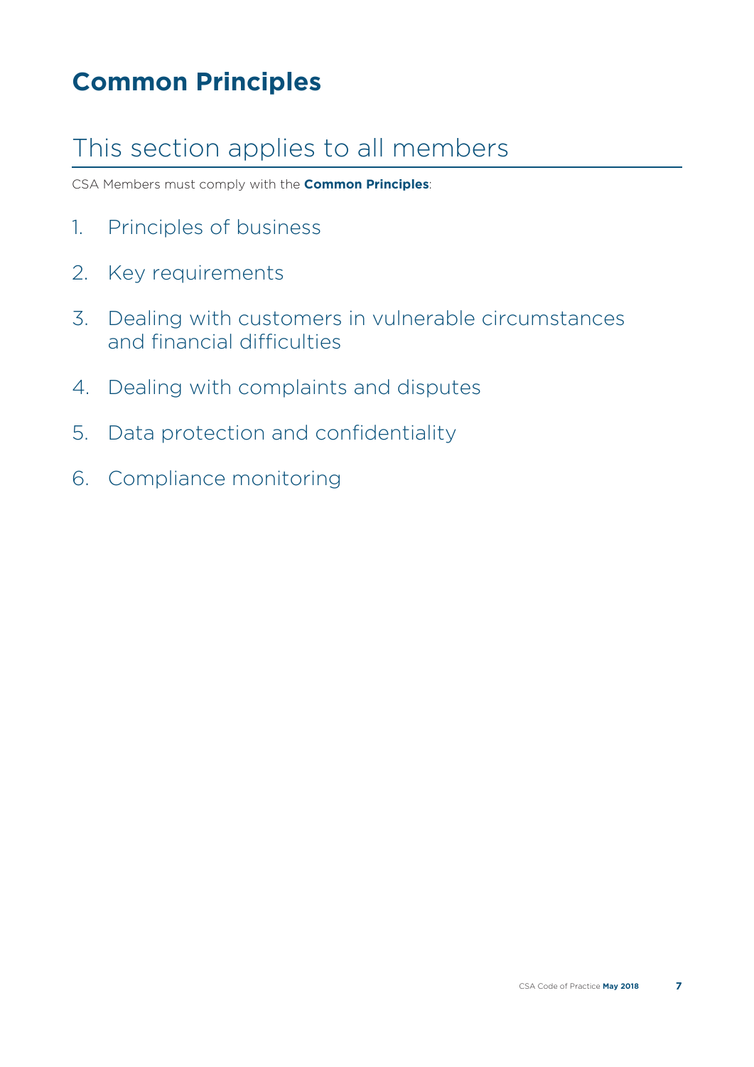# Common Principles

## This section applies to all members

CSA Members must comply with the **Common Principles**:

1. Principles of business
2. Key requirements
3. Dealing with customers in vulnerable circumstances and financial difficulties
4. Dealing with complaints and disputes
5. Data protection and confidentiality
6. Compliance monitoring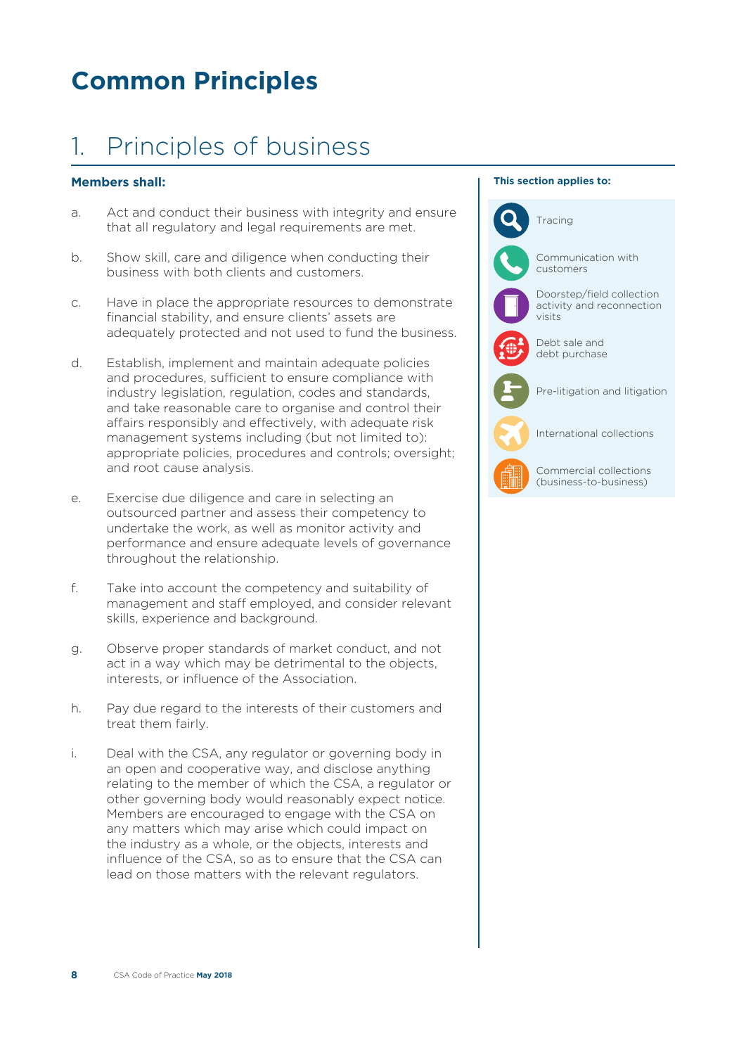# Common Principles

## 1. Principles of business

**Members shall:**

a. Act and conduct their business with integrity and ensure that all regulatory and legal requirements are met.

b. Show skill, care and diligence when conducting their business with both clients and customers.

c. Have in place the appropriate resources to demonstrate financial stability, and ensure clients' assets are adequately protected and not used to fund the business.

d. Establish, implement and maintain adequate policies and procedures, sufficient to ensure compliance with industry legislation, regulation, codes and standards, and take reasonable care to organise and control their affairs responsibly and effectively, with adequate risk management systems including (but not limited to): appropriate policies, procedures and controls; oversight; and root cause analysis.

e. Exercise due diligence and care in selecting an outsourced partner and assess their competency to undertake the work, as well as monitor activity and performance and ensure adequate levels of governance throughout the relationship.

f. Take into account the competency and suitability of management and staff employed, and consider relevant skills, experience and background.

g. Observe proper standards of market conduct, and not act in a way which may be detrimental to the objects, interests, or influence of the Association.

h. Pay due regard to the interests of their customers and treat them fairly.

i. Deal with the CSA, any regulator or governing body in an open and cooperative way, and disclose anything relating to the member of which the CSA, a regulator or other governing body would reasonably expect notice. Members are encouraged to engage with the CSA on any matters which may arise which could impact on the industry as a whole, or the objects, interests and influence of the CSA, so as to ensure that the CSA can lead on those matters with the relevant regulators.

**This section applies to:**

- Tracing
- Communication with customers
- Doorstep/field collection activity and reconnection visits
- Debt sale and debt purchase
- Pre-litigation and litigation
- International collections
- Commercial collections (business-to-business)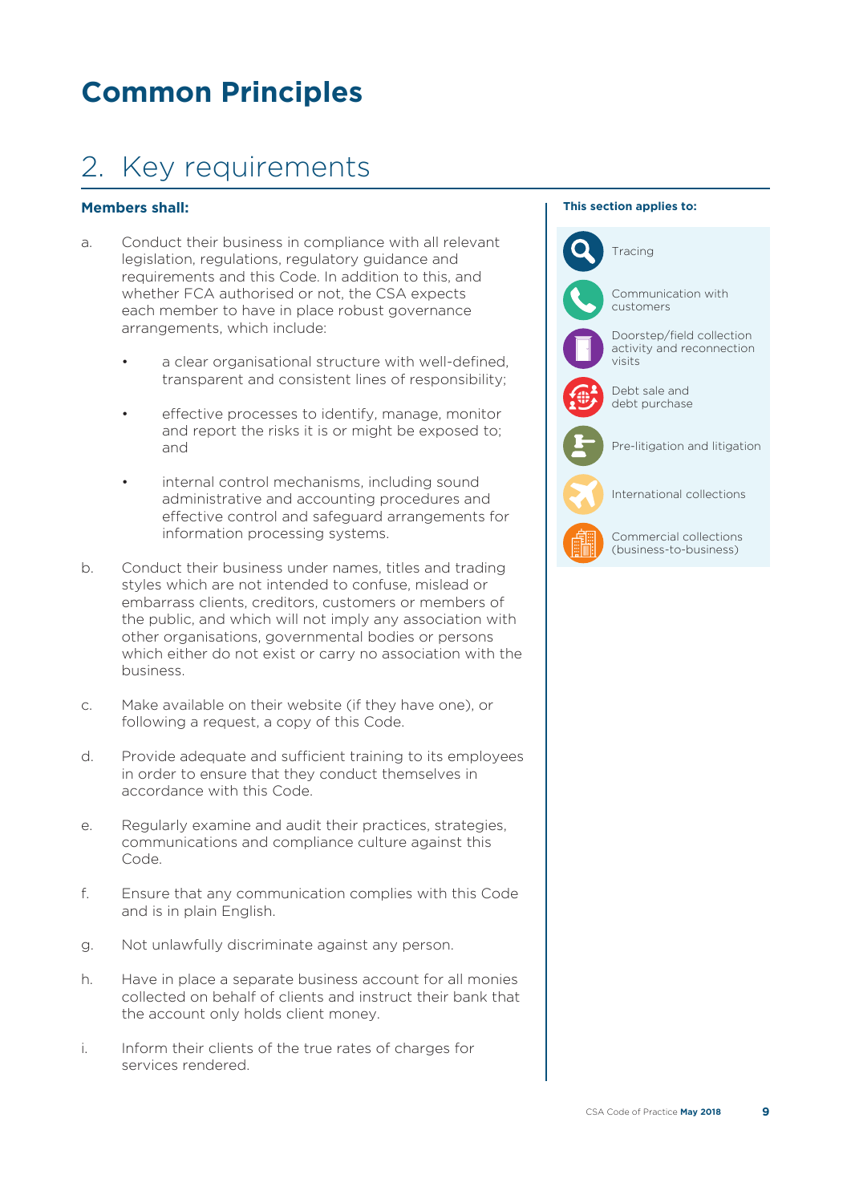# Common Principles

## 2. Key requirements

**Members shall:**

a. Conduct their business in compliance with all relevant legislation, regulations, regulatory guidance and requirements and this Code. In addition to this, and whether FCA authorised or not, the CSA expects each member to have in place robust governance arrangements, which include:

- a clear organisational structure with well-defined, transparent and consistent lines of responsibility;
- effective processes to identify, manage, monitor and report the risks it is or might be exposed to; and
- internal control mechanisms, including sound administrative and accounting procedures and effective control and safeguard arrangements for information processing systems.

b. Conduct their business under names, titles and trading styles which are not intended to confuse, mislead or embarrass clients, creditors, customers or members of the public, and which will not imply any association with other organisations, governmental bodies or persons which either do not exist or carry no association with the business.

c. Make available on their website (if they have one), or following a request, a copy of this Code.

d. Provide adequate and sufficient training to its employees in order to ensure that they conduct themselves in accordance with this Code.

e. Regularly examine and audit their practices, strategies, communications and compliance culture against this Code.

f. Ensure that any communication complies with this Code and is in plain English.

g. Not unlawfully discriminate against any person.

h. Have in place a separate business account for all monies collected on behalf of clients and instruct their bank that the account only holds client money.

i. Inform their clients of the true rates of charges for services rendered.

**This section applies to:**

- Tracing
- Communication with customers
- Doorstep/field collection activity and reconnection visits
- Debt sale and debt purchase
- Pre-litigation and litigation
- International collections
- Commercial collections (business-to-business)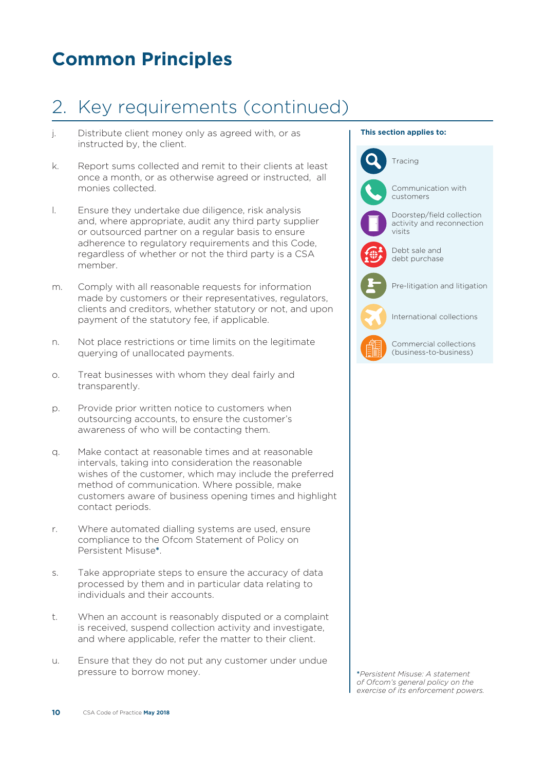# Common Principles

## 2. Key requirements (continued)

j. Distribute client money only as agreed with, or as instructed by, the client.

k. Report sums collected and remit to their clients at least once a month, or as otherwise agreed or instructed, all monies collected.

l. Ensure they undertake due diligence, risk analysis and, where appropriate, audit any third party supplier or outsourced partner on a regular basis to ensure adherence to regulatory requirements and this Code, regardless of whether or not the third party is a CSA member.

m. Comply with all reasonable requests for information made by customers or their representatives, regulators, clients and creditors, whether statutory or not, and upon payment of the statutory fee, if applicable.

n. Not place restrictions or time limits on the legitimate querying of unallocated payments.

o. Treat businesses with whom they deal fairly and transparently.

p. Provide prior written notice to customers when outsourcing accounts, to ensure the customer's awareness of who will be contacting them.

q. Make contact at reasonable times and at reasonable intervals, taking into consideration the reasonable wishes of the customer, which may include the preferred method of communication. Where possible, make customers aware of business opening times and highlight contact periods.

r. Where automated dialling systems are used, ensure compliance to the Ofcom Statement of Policy on Persistent Misuse*.

s. Take appropriate steps to ensure the accuracy of data processed by them and in particular data relating to individuals and their accounts.

t. When an account is reasonably disputed or a complaint is received, suspend collection activity and investigate, and where applicable, refer the matter to their client.

u. Ensure that they do not put any customer under undue pressure to borrow money.

**This section applies to:**

- Tracing
- Communication with customers
- Doorstep/field collection activity and reconnection visits
- Debt sale and debt purchase
- Pre-litigation and litigation
- International collections
- Commercial collections (business-to-business)

*\*Persistent Misuse: A statement of Ofcom's general policy on the exercise of its enforcement powers.*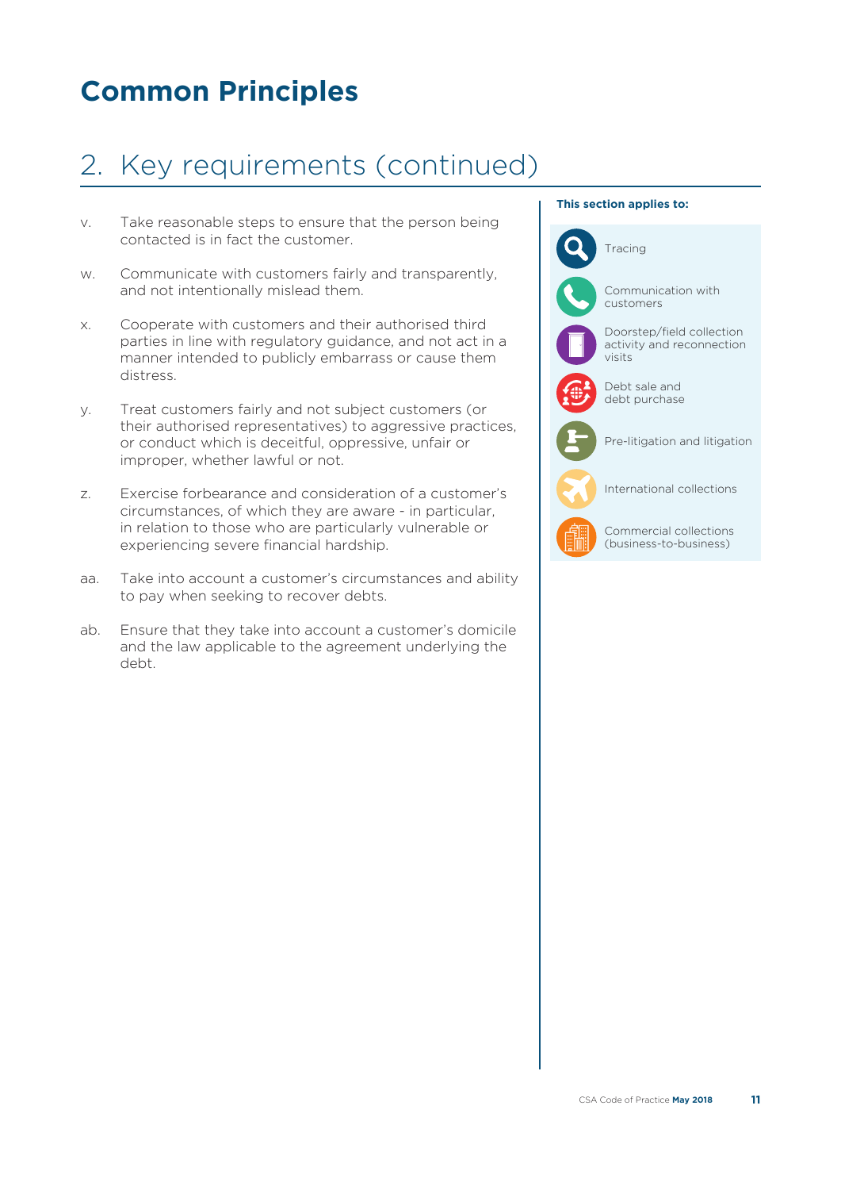# Common Principles

## 2. Key requirements (continued)

v. Take reasonable steps to ensure that the person being contacted is in fact the customer.

w. Communicate with customers fairly and transparently, and not intentionally mislead them.

x. Cooperate with customers and their authorised third parties in line with regulatory guidance, and not act in a manner intended to publicly embarrass or cause them distress.

y. Treat customers fairly and not subject customers (or their authorised representatives) to aggressive practices, or conduct which is deceitful, oppressive, unfair or improper, whether lawful or not.

z. Exercise forbearance and consideration of a customer's circumstances, of which they are aware - in particular, in relation to those who are particularly vulnerable or experiencing severe financial hardship.

aa. Take into account a customer's circumstances and ability to pay when seeking to recover debts.

ab. Ensure that they take into account a customer's domicile and the law applicable to the agreement underlying the debt.

**This section applies to:**

- Tracing
- Communication with customers
- Doorstep/field collection activity and reconnection visits
- Debt sale and debt purchase
- Pre-litigation and litigation
- International collections
- Commercial collections (business-to-business)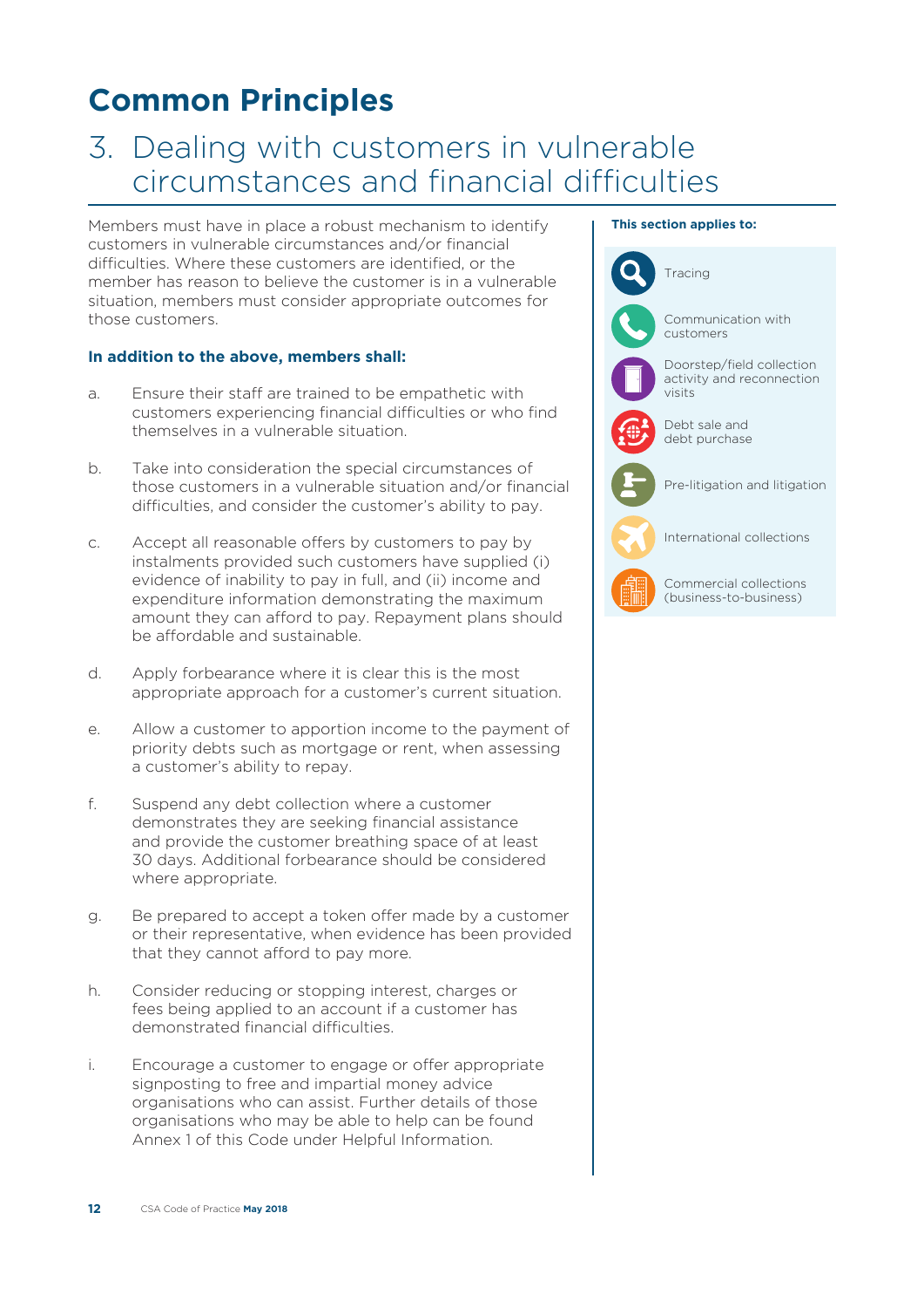# Common Principles

## 3. Dealing with customers in vulnerable circumstances and financial difficulties

Members must have in place a robust mechanism to identify customers in vulnerable circumstances and/or financial difficulties. Where these customers are identified, or the member has reason to believe the customer is in a vulnerable situation, members must consider appropriate outcomes for those customers.

**In addition to the above, members shall:**

a. Ensure their staff are trained to be empathetic with customers experiencing financial difficulties or who find themselves in a vulnerable situation.

b. Take into consideration the special circumstances of those customers in a vulnerable situation and/or financial difficulties, and consider the customer's ability to pay.

c. Accept all reasonable offers by customers to pay by instalments provided such customers have supplied (i) evidence of inability to pay in full, and (ii) income and expenditure information demonstrating the maximum amount they can afford to pay. Repayment plans should be affordable and sustainable.

d. Apply forbearance where it is clear this is the most appropriate approach for a customer's current situation.

e. Allow a customer to apportion income to the payment of priority debts such as mortgage or rent, when assessing a customer's ability to repay.

f. Suspend any debt collection where a customer demonstrates they are seeking financial assistance and provide the customer breathing space of at least 30 days. Additional forbearance should be considered where appropriate.

g. Be prepared to accept a token offer made by a customer or their representative, when evidence has been provided that they cannot afford to pay more.

h. Consider reducing or stopping interest, charges or fees being applied to an account if a customer has demonstrated financial difficulties.

i. Encourage a customer to engage or offer appropriate signposting to free and impartial money advice organisations who can assist. Further details of those organisations who may be able to help can be found Annex 1 of this Code under Helpful Information.

**This section applies to:**

- Tracing
- Communication with customers
- Doorstep/field collection activity and reconnection visits
- Debt sale and debt purchase
- Pre-litigation and litigation
- International collections
- Commercial collections (business-to-business)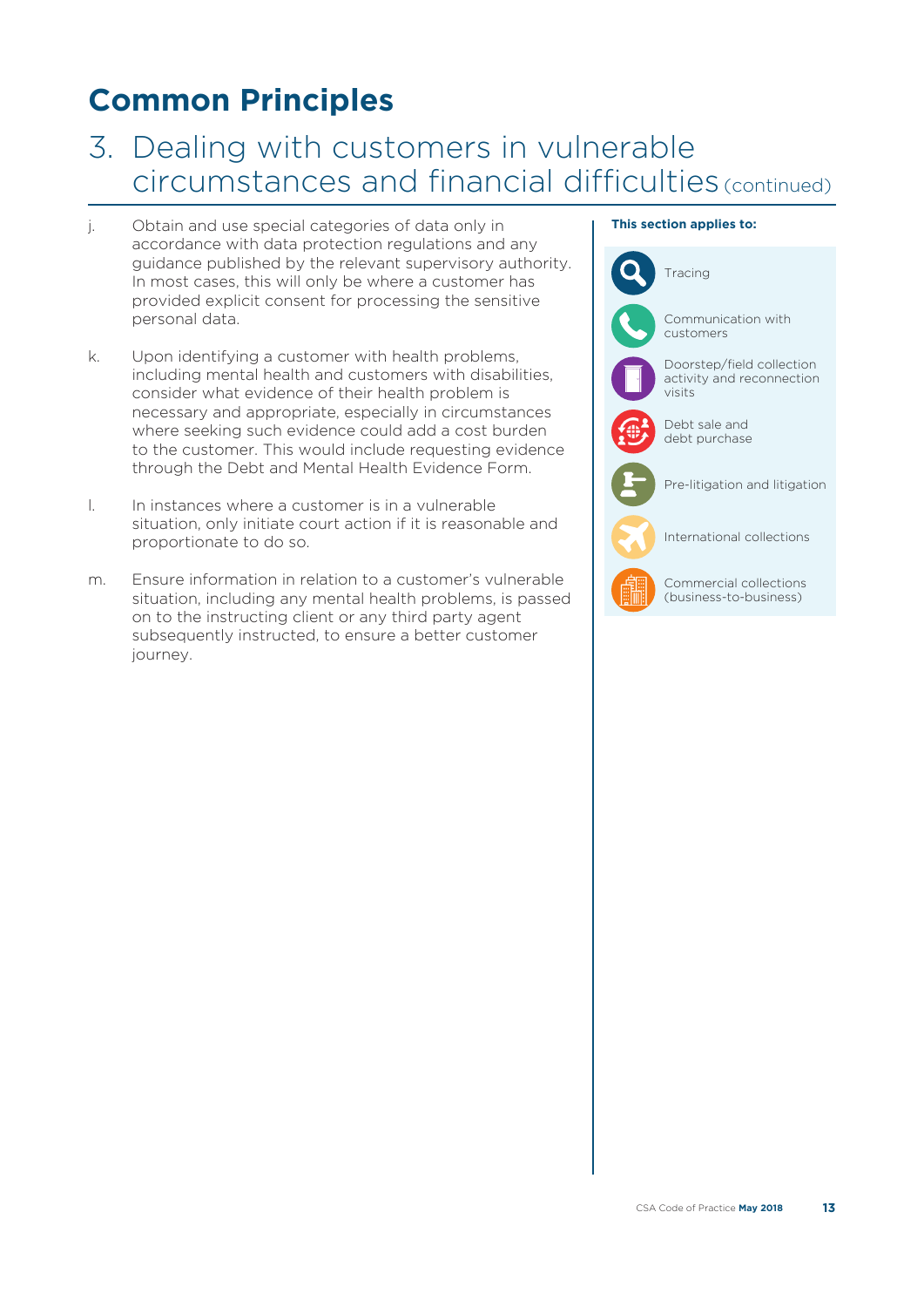# Common Principles

## 3. Dealing with customers in vulnerable circumstances and financial difficulties (continued)

j. Obtain and use special categories of data only in accordance with data protection regulations and any guidance published by the relevant supervisory authority. In most cases, this will only be where a customer has provided explicit consent for processing the sensitive personal data.

k. Upon identifying a customer with health problems, including mental health and customers with disabilities, consider what evidence of their health problem is necessary and appropriate, especially in circumstances where seeking such evidence could add a cost burden to the customer. This would include requesting evidence through the Debt and Mental Health Evidence Form.

l. In instances where a customer is in a vulnerable situation, only initiate court action if it is reasonable and proportionate to do so.

m. Ensure information in relation to a customer's vulnerable situation, including any mental health problems, is passed on to the instructing client or any third party agent subsequently instructed, to ensure a better customer journey.

**This section applies to:**

- Tracing
- Communication with customers
- Doorstep/field collection activity and reconnection visits
- Debt sale and debt purchase
- Pre-litigation and litigation
- International collections
- Commercial collections (business-to-business)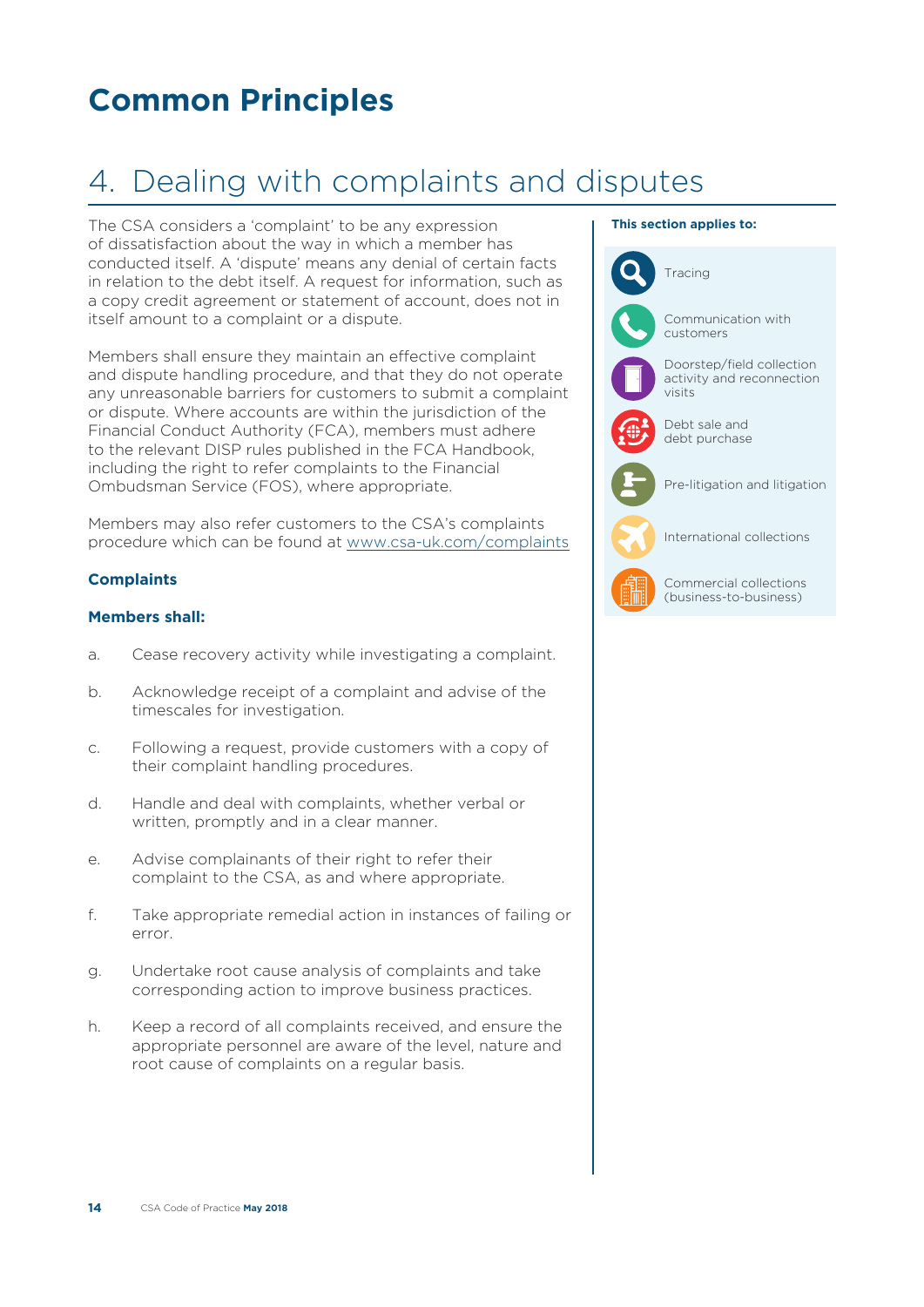# Common Principles

## 4. Dealing with complaints and disputes

The CSA considers a 'complaint' to be any expression of dissatisfaction about the way in which a member has conducted itself. A 'dispute' means any denial of certain facts in relation to the debt itself. A request for information, such as a copy credit agreement or statement of account, does not in itself amount to a complaint or a dispute.

Members shall ensure they maintain an effective complaint and dispute handling procedure, and that they do not operate any unreasonable barriers for customers to submit a complaint or dispute. Where accounts are within the jurisdiction of the Financial Conduct Authority (FCA), members must adhere to the relevant DISP rules published in the FCA Handbook, including the right to refer complaints to the Financial Ombudsman Service (FOS), where appropriate.

Members may also refer customers to the CSA's complaints procedure which can be found at www.csa-uk.com/complaints

### Complaints

**Members shall:**

a. Cease recovery activity while investigating a complaint.

b. Acknowledge receipt of a complaint and advise of the timescales for investigation.

c. Following a request, provide customers with a copy of their complaint handling procedures.

d. Handle and deal with complaints, whether verbal or written, promptly and in a clear manner.

e. Advise complainants of their right to refer their complaint to the CSA, as and where appropriate.

f. Take appropriate remedial action in instances of failing or error.

g. Undertake root cause analysis of complaints and take corresponding action to improve business practices.

h. Keep a record of all complaints received, and ensure the appropriate personnel are aware of the level, nature and root cause of complaints on a regular basis.

**This section applies to:**

- Tracing
- Communication with customers
- Doorstep/field collection activity and reconnection visits
- Debt sale and debt purchase
- Pre-litigation and litigation
- International collections
- Commercial collections (business-to-business)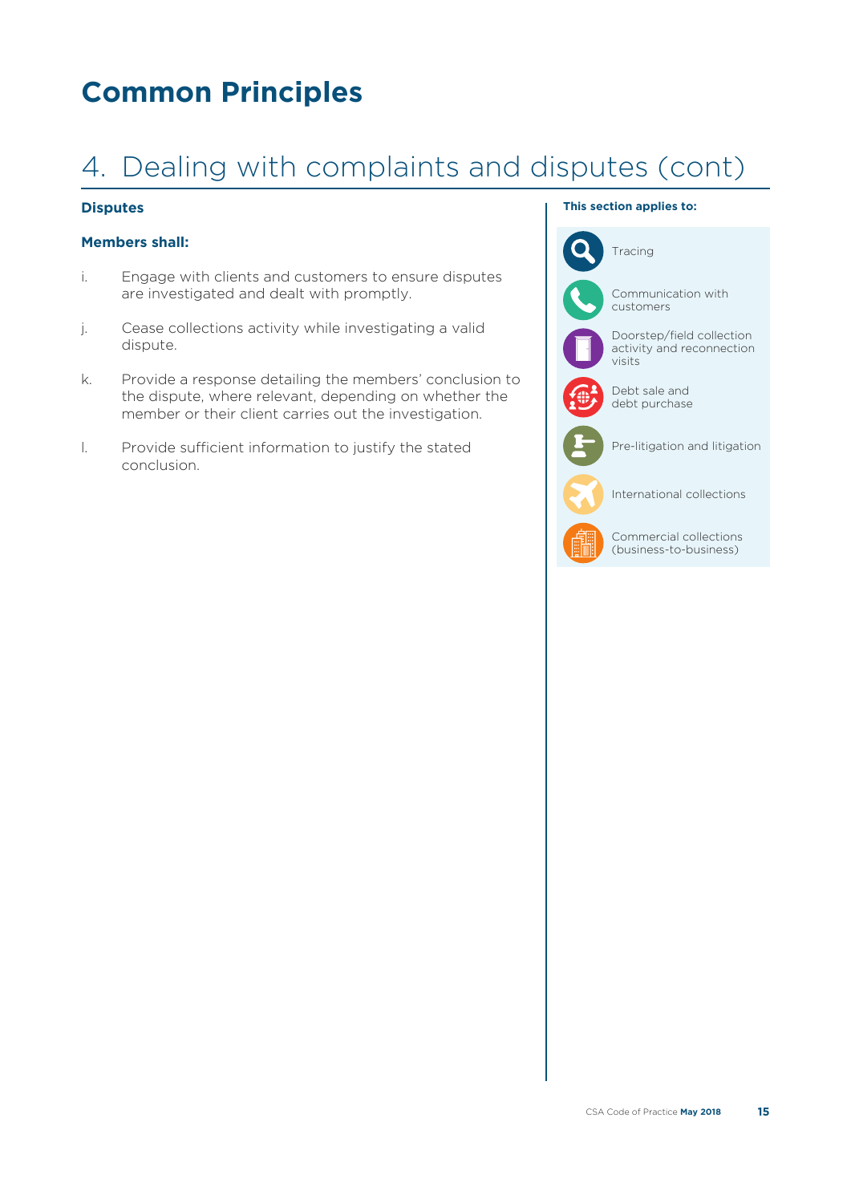# Common Principles

## 4. Dealing with complaints and disputes (cont)

### Disputes

**Members shall:**

i. Engage with clients and customers to ensure disputes are investigated and dealt with promptly.

j. Cease collections activity while investigating a valid dispute.

k. Provide a response detailing the members' conclusion to the dispute, where relevant, depending on whether the member or their client carries out the investigation.

l. Provide sufficient information to justify the stated conclusion.

**This section applies to:**

- Tracing
- Communication with customers
- Doorstep/field collection activity and reconnection visits
- Debt sale and debt purchase
- Pre-litigation and litigation
- International collections
- Commercial collections (business-to-business)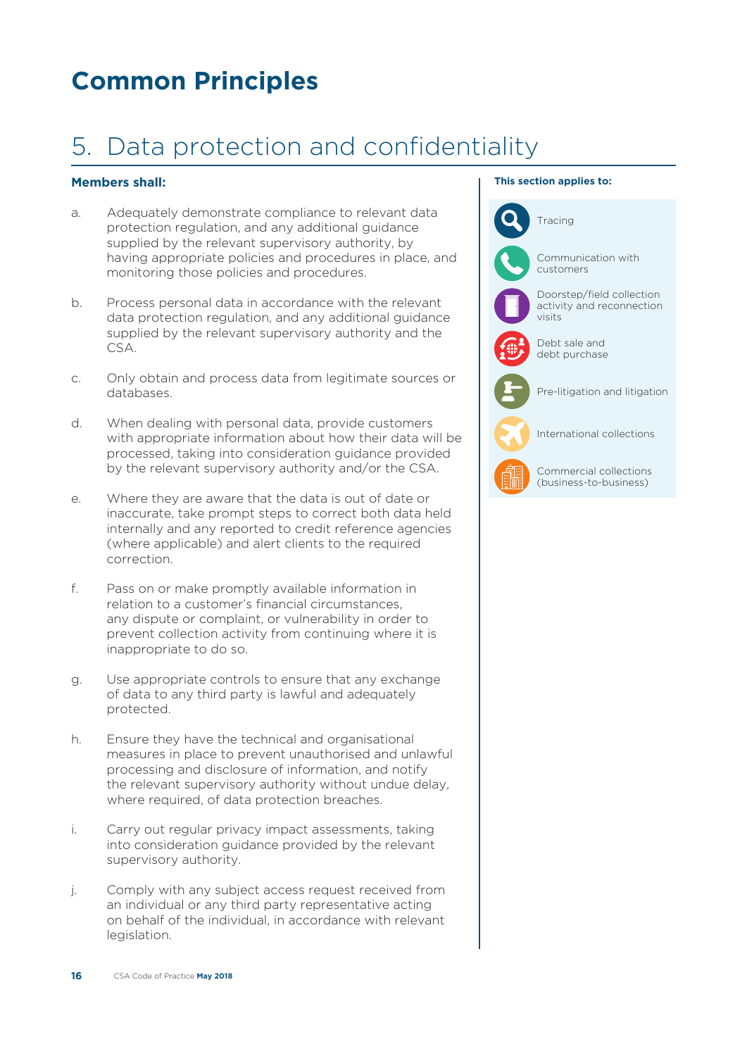# Common Principles

## 5. Data protection and confidentiality

**Members shall:**

a. Adequately demonstrate compliance to relevant data protection regulation, and any additional guidance supplied by the relevant supervisory authority, by having appropriate policies and procedures in place, and monitoring those policies and procedures.

b. Process personal data in accordance with the relevant data protection regulation, and any additional guidance supplied by the relevant supervisory authority and the CSA.

c. Only obtain and process data from legitimate sources or databases.

d. When dealing with personal data, provide customers with appropriate information about how their data will be processed, taking into consideration guidance provided by the relevant supervisory authority and/or the CSA.

e. Where they are aware that the data is out of date or inaccurate, take prompt steps to correct both data held internally and any reported to credit reference agencies (where applicable) and alert clients to the required correction.

f. Pass on or make promptly available information in relation to a customer's financial circumstances, any dispute or complaint, or vulnerability in order to prevent collection activity from continuing where it is inappropriate to do so.

g. Use appropriate controls to ensure that any exchange of data to any third party is lawful and adequately protected.

h. Ensure they have the technical and organisational measures in place to prevent unauthorised and unlawful processing and disclosure of information, and notify the relevant supervisory authority without undue delay, where required, of data protection breaches.

i. Carry out regular privacy impact assessments, taking into consideration guidance provided by the relevant supervisory authority.

j. Comply with any subject access request received from an individual or any third party representative acting on behalf of the individual, in accordance with relevant legislation.

**This section applies to:**

- Tracing
- Communication with customers
- Doorstep/field collection activity and reconnection visits
- Debt sale and debt purchase
- Pre-litigation and litigation
- International collections
- Commercial collections (business-to-business)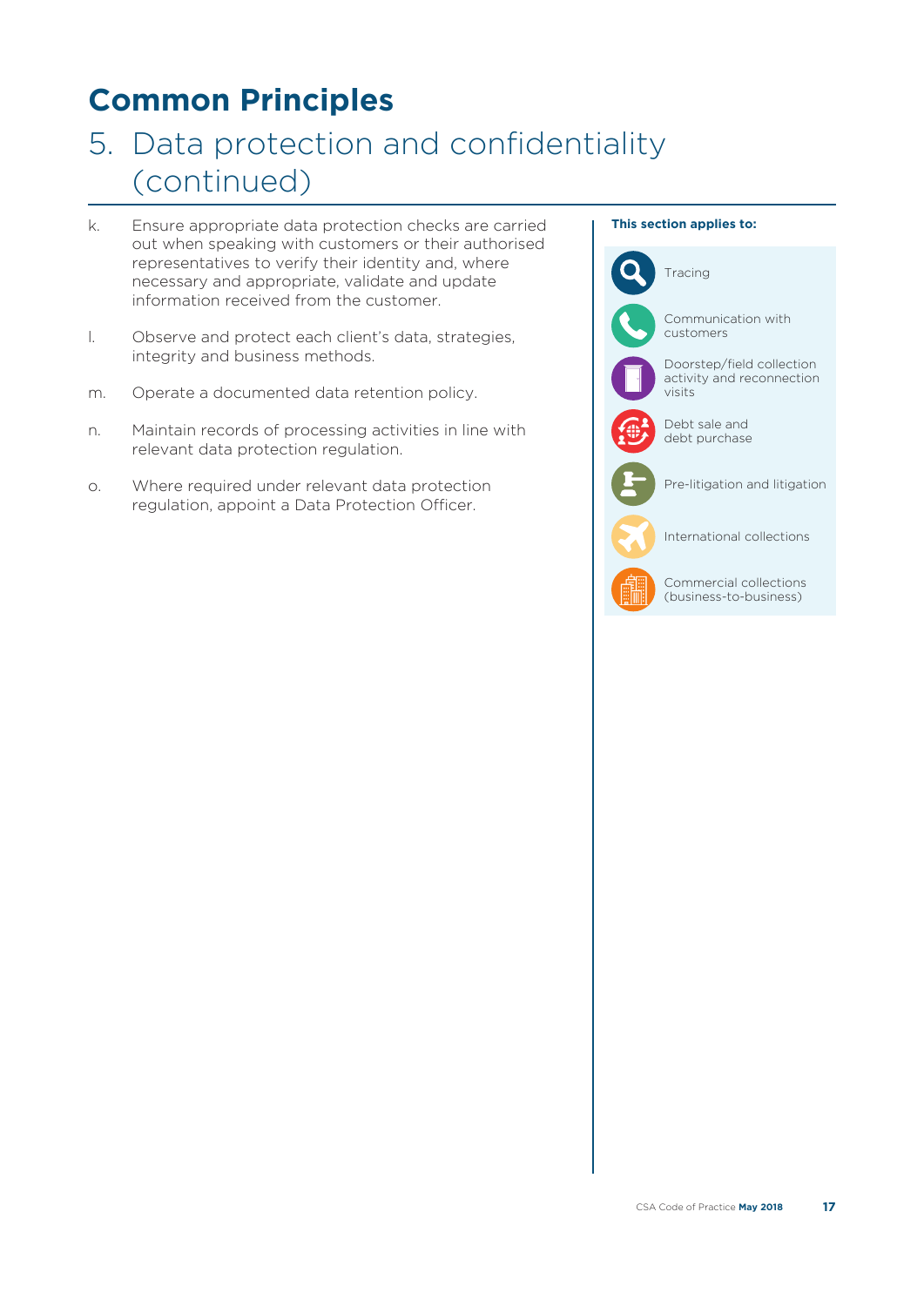# Common Principles

## 5. Data protection and confidentiality (continued)

k. Ensure appropriate data protection checks are carried out when speaking with customers or their authorised representatives to verify their identity and, where necessary and appropriate, validate and update information received from the customer.

l. Observe and protect each client's data, strategies, integrity and business methods.

m. Operate a documented data retention policy.

n. Maintain records of processing activities in line with relevant data protection regulation.

o. Where required under relevant data protection regulation, appoint a Data Protection Officer.

**This section applies to:**

- Tracing
- Communication with customers
- Doorstep/field collection activity and reconnection visits
- Debt sale and debt purchase
- Pre-litigation and litigation
- International collections
- Commercial collections (business-to-business)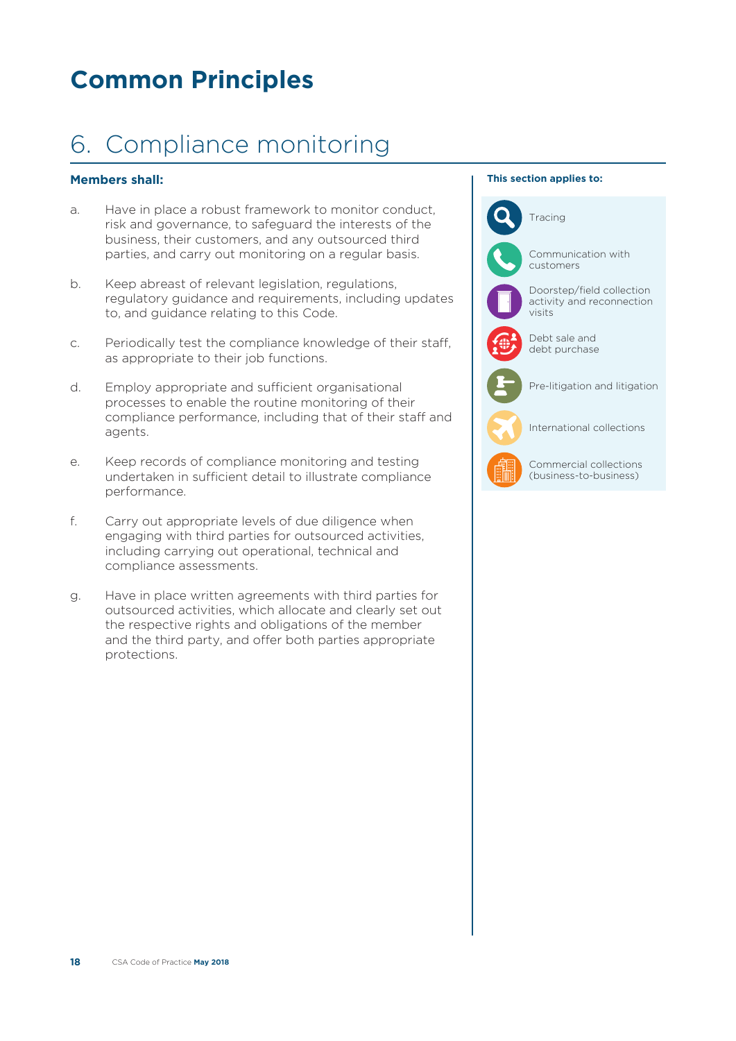# Common Principles

## 6. Compliance monitoring

**Members shall:**

a. Have in place a robust framework to monitor conduct, risk and governance, to safeguard the interests of the business, their customers, and any outsourced third parties, and carry out monitoring on a regular basis.

b. Keep abreast of relevant legislation, regulations, regulatory guidance and requirements, including updates to, and guidance relating to this Code.

c. Periodically test the compliance knowledge of their staff, as appropriate to their job functions.

d. Employ appropriate and sufficient organisational processes to enable the routine monitoring of their compliance performance, including that of their staff and agents.

e. Keep records of compliance monitoring and testing undertaken in sufficient detail to illustrate compliance performance.

f. Carry out appropriate levels of due diligence when engaging with third parties for outsourced activities, including carrying out operational, technical and compliance assessments.

g. Have in place written agreements with third parties for outsourced activities, which allocate and clearly set out the respective rights and obligations of the member and the third party, and offer both parties appropriate protections.

**This section applies to:**

- Tracing
- Communication with customers
- Doorstep/field collection activity and reconnection visits
- Debt sale and debt purchase
- Pre-litigation and litigation
- International collections
- Commercial collections (business-to-business)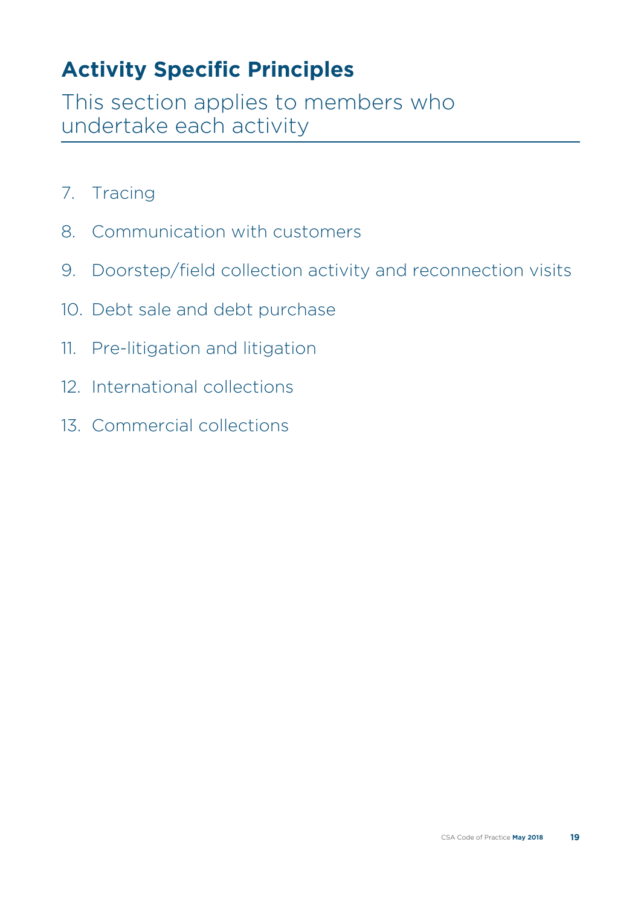# Activity Specific Principles

## This section applies to members who undertake each activity

7. Tracing
8. Communication with customers
9. Doorstep/field collection activity and reconnection visits
10. Debt sale and debt purchase
11. Pre-litigation and litigation
12. International collections
13. Commercial collections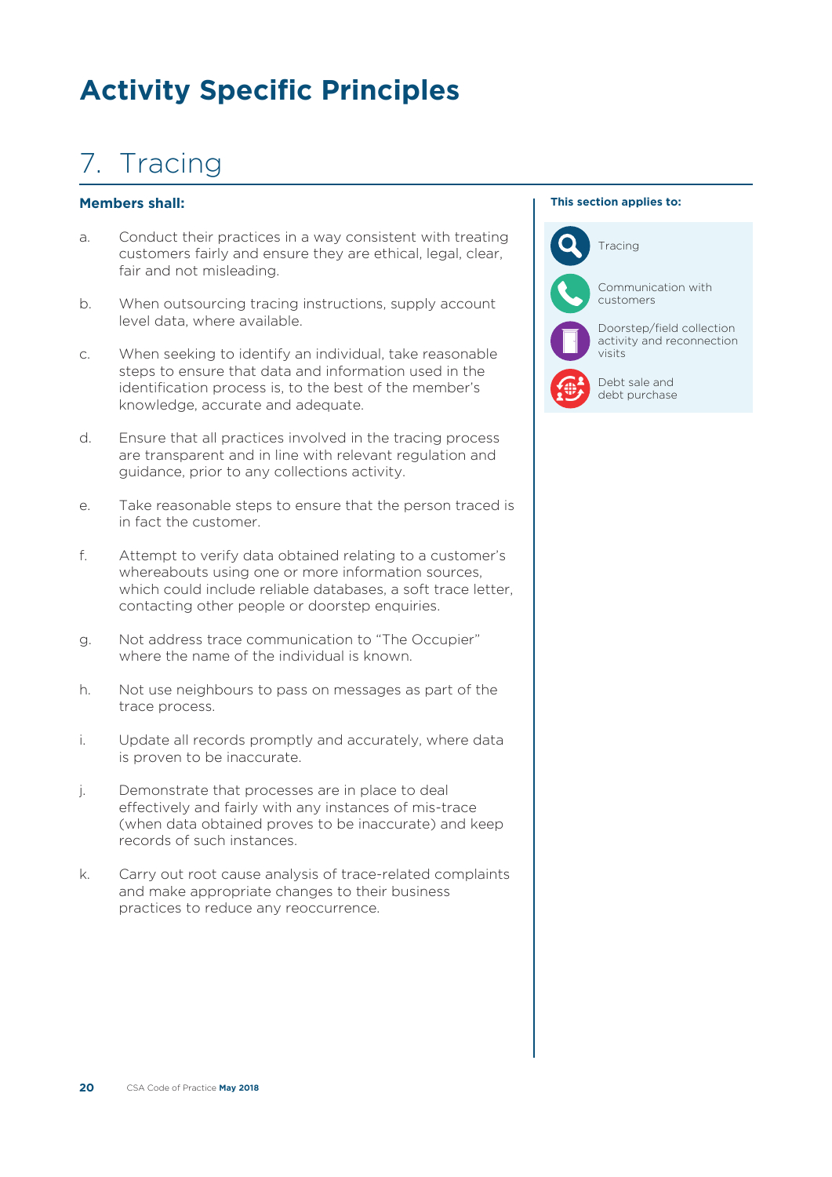# Activity Specific Principles

## 7. Tracing

**Members shall:**

a. Conduct their practices in a way consistent with treating customers fairly and ensure they are ethical, legal, clear, fair and not misleading.

b. When outsourcing tracing instructions, supply account level data, where available.

c. When seeking to identify an individual, take reasonable steps to ensure that data and information used in the identification process is, to the best of the member's knowledge, accurate and adequate.

d. Ensure that all practices involved in the tracing process are transparent and in line with relevant regulation and guidance, prior to any collections activity.

e. Take reasonable steps to ensure that the person traced is in fact the customer.

f. Attempt to verify data obtained relating to a customer's whereabouts using one or more information sources, which could include reliable databases, a soft trace letter, contacting other people or doorstep enquiries.

g. Not address trace communication to "The Occupier" where the name of the individual is known.

h. Not use neighbours to pass on messages as part of the trace process.

i. Update all records promptly and accurately, where data is proven to be inaccurate.

j. Demonstrate that processes are in place to deal effectively and fairly with any instances of mis-trace (when data obtained proves to be inaccurate) and keep records of such instances.

k. Carry out root cause analysis of trace-related complaints and make appropriate changes to their business practices to reduce any reoccurrence.

**This section applies to:**

- Tracing
- Communication with customers
- Doorstep/field collection activity and reconnection visits
- Debt sale and debt purchase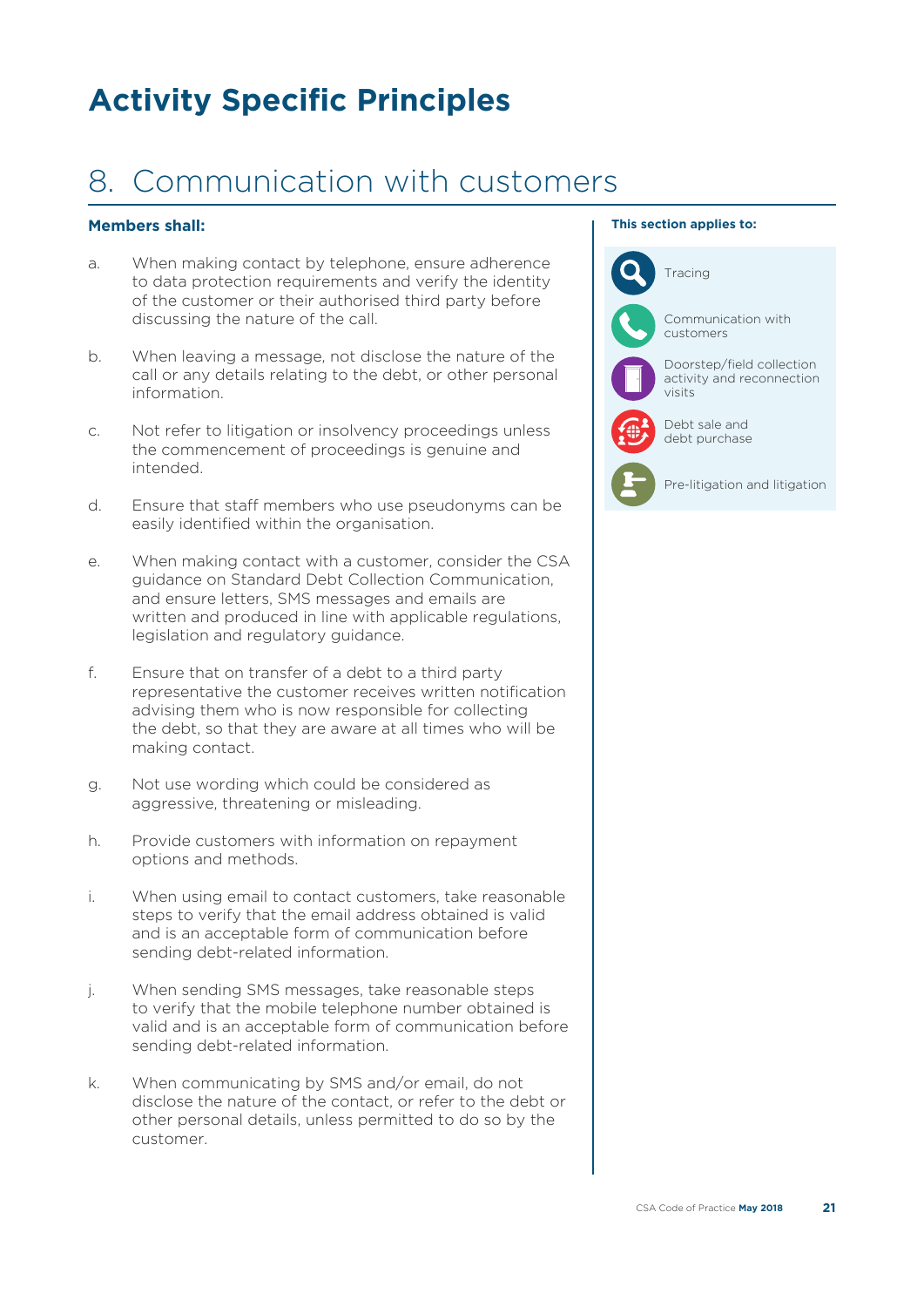# Activity Specific Principles

## 8. Communication with customers

**Members shall:**

a. When making contact by telephone, ensure adherence to data protection requirements and verify the identity of the customer or their authorised third party before discussing the nature of the call.

b. When leaving a message, not disclose the nature of the call or any details relating to the debt, or other personal information.

c. Not refer to litigation or insolvency proceedings unless the commencement of proceedings is genuine and intended.

d. Ensure that staff members who use pseudonyms can be easily identified within the organisation.

e. When making contact with a customer, consider the CSA guidance on Standard Debt Collection Communication, and ensure letters, SMS messages and emails are written and produced in line with applicable regulations, legislation and regulatory guidance.

f. Ensure that on transfer of a debt to a third party representative the customer receives written notification advising them who is now responsible for collecting the debt, so that they are aware at all times who will be making contact.

g. Not use wording which could be considered as aggressive, threatening or misleading.

h. Provide customers with information on repayment options and methods.

i. When using email to contact customers, take reasonable steps to verify that the email address obtained is valid and is an acceptable form of communication before sending debt-related information.

j. When sending SMS messages, take reasonable steps to verify that the mobile telephone number obtained is valid and is an acceptable form of communication before sending debt-related information.

k. When communicating by SMS and/or email, do not disclose the nature of the contact, or refer to the debt or other personal details, unless permitted to do so by the customer.

**This section applies to:**

- Tracing
- Communication with customers
- Doorstep/field collection activity and reconnection visits
- Debt sale and debt purchase
- Pre-litigation and litigation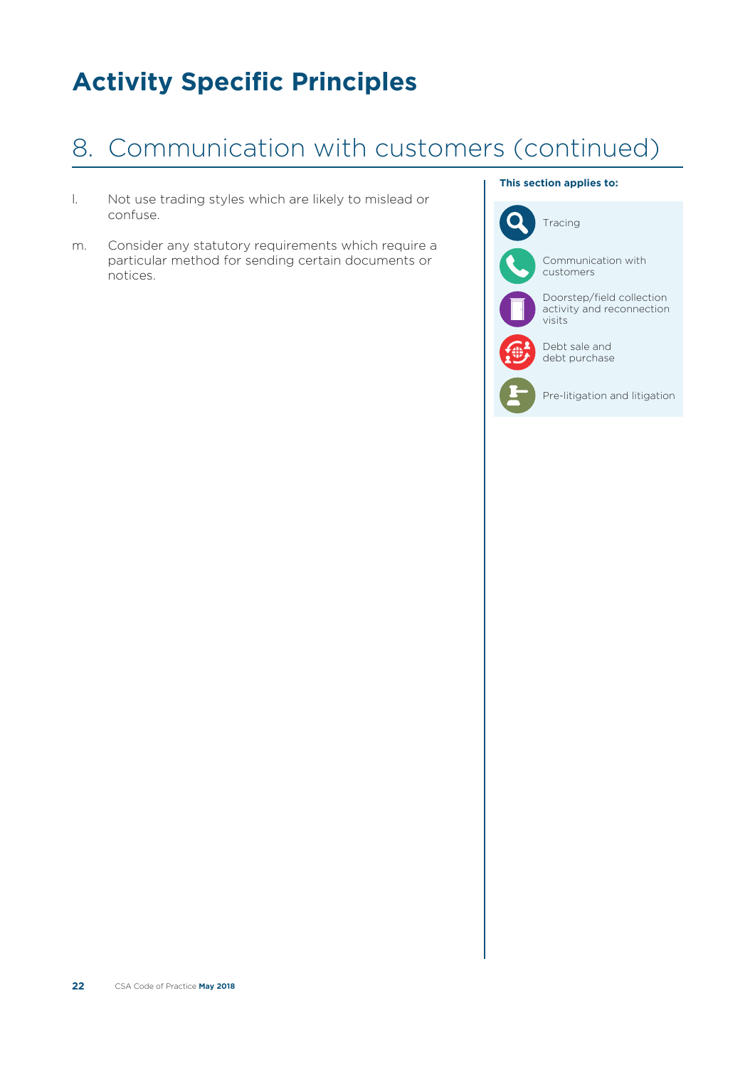# Activity Specific Principles

## 8. Communication with customers (continued)

l. Not use trading styles which are likely to mislead or confuse.

m. Consider any statutory requirements which require a particular method for sending certain documents or notices.

**This section applies to:**

- Tracing
- Communication with customers
- Doorstep/field collection activity and reconnection visits
- Debt sale and debt purchase
- Pre-litigation and litigation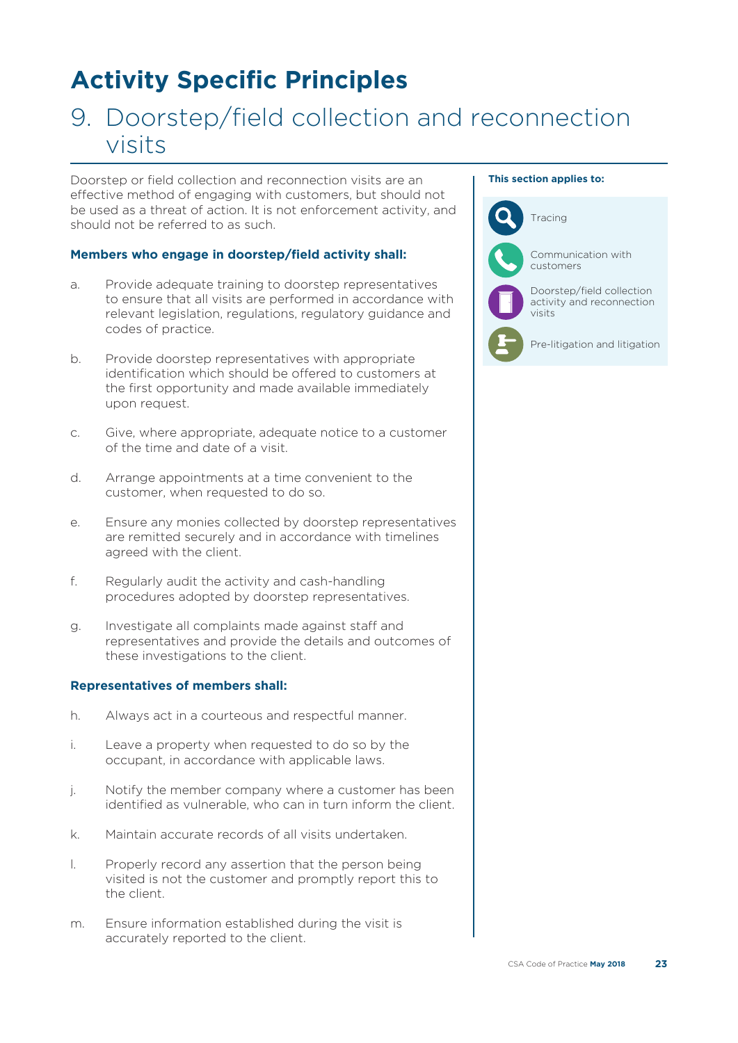# Activity Specific Principles

## 9. Doorstep/field collection and reconnection visits

Doorstep or field collection and reconnection visits are an effective method of engaging with customers, but should not be used as a threat of action. It is not enforcement activity, and should not be referred to as such.

**This section applies to:**

- Tracing
- Communication with customers
- Doorstep/field collection activity and reconnection visits
- Pre-litigation and litigation

### Members who engage in doorstep/field activity shall:

a. Provide adequate training to doorstep representatives to ensure that all visits are performed in accordance with relevant legislation, regulations, regulatory guidance and codes of practice.

b. Provide doorstep representatives with appropriate identification which should be offered to customers at the first opportunity and made available immediately upon request.

c. Give, where appropriate, adequate notice to a customer of the time and date of a visit.

d. Arrange appointments at a time convenient to the customer, when requested to do so.

e. Ensure any monies collected by doorstep representatives are remitted securely and in accordance with timelines agreed with the client.

f. Regularly audit the activity and cash-handling procedures adopted by doorstep representatives.

g. Investigate all complaints made against staff and representatives and provide the details and outcomes of these investigations to the client.

### Representatives of members shall:

h. Always act in a courteous and respectful manner.

i. Leave a property when requested to do so by the occupant, in accordance with applicable laws.

j. Notify the member company where a customer has been identified as vulnerable, who can in turn inform the client.

k. Maintain accurate records of all visits undertaken.

l. Properly record any assertion that the person being visited is not the customer and promptly report this to the client.

m. Ensure information established during the visit is accurately reported to the client.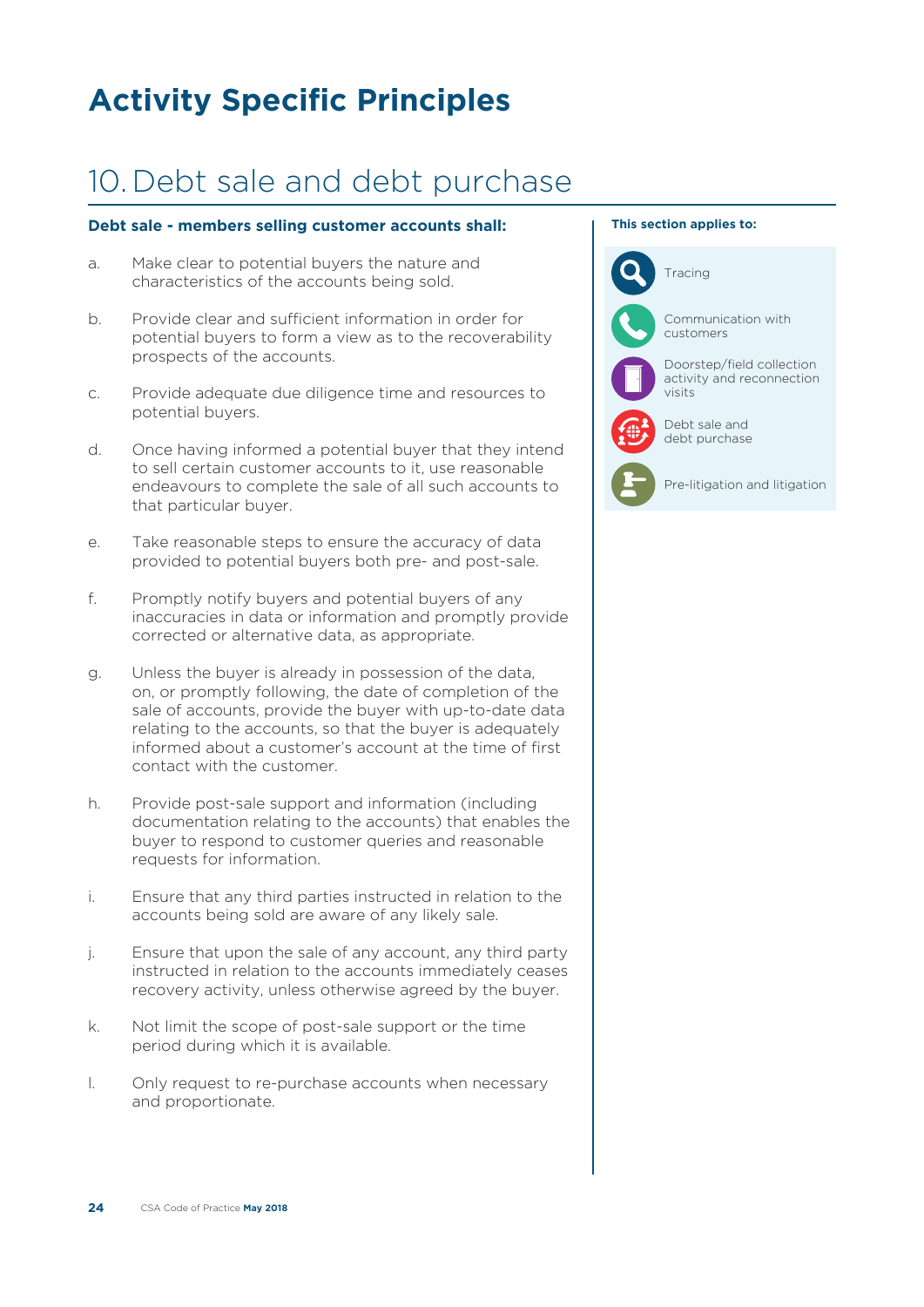# Activity Specific Principles

## 10. Debt sale and debt purchase

**Debt sale - members selling customer accounts shall:**

a. Make clear to potential buyers the nature and characteristics of the accounts being sold.

b. Provide clear and sufficient information in order for potential buyers to form a view as to the recoverability prospects of the accounts.

c. Provide adequate due diligence time and resources to potential buyers.

d. Once having informed a potential buyer that they intend to sell certain customer accounts to it, use reasonable endeavours to complete the sale of all such accounts to that particular buyer.

e. Take reasonable steps to ensure the accuracy of data provided to potential buyers both pre- and post-sale.

f. Promptly notify buyers and potential buyers of any inaccuracies in data or information and promptly provide corrected or alternative data, as appropriate.

g. Unless the buyer is already in possession of the data, on, or promptly following, the date of completion of the sale of accounts, provide the buyer with up-to-date data relating to the accounts, so that the buyer is adequately informed about a customer's account at the time of first contact with the customer.

h. Provide post-sale support and information (including documentation relating to the accounts) that enables the buyer to respond to customer queries and reasonable requests for information.

i. Ensure that any third parties instructed in relation to the accounts being sold are aware of any likely sale.

j. Ensure that upon the sale of any account, any third party instructed in relation to the accounts immediately ceases recovery activity, unless otherwise agreed by the buyer.

k. Not limit the scope of post-sale support or the time period during which it is available.

l. Only request to re-purchase accounts when necessary and proportionate.

**This section applies to:**

- Tracing
- Communication with customers
- Doorstep/field collection activity and reconnection visits
- Debt sale and debt purchase
- Pre-litigation and litigation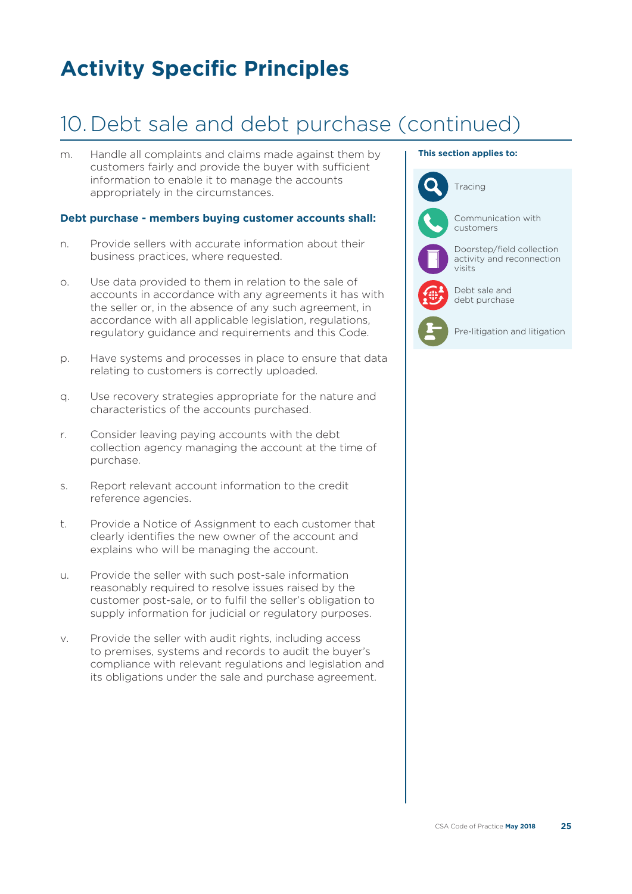# Activity Specific Principles

## 10. Debt sale and debt purchase (continued)

m. Handle all complaints and claims made against them by customers fairly and provide the buyer with sufficient information to enable it to manage the accounts appropriately in the circumstances.

**Debt purchase - members buying customer accounts shall:**

n. Provide sellers with accurate information about their business practices, where requested.

o. Use data provided to them in relation to the sale of accounts in accordance with any agreements it has with the seller or, in the absence of any such agreement, in accordance with all applicable legislation, regulations, regulatory guidance and requirements and this Code.

p. Have systems and processes in place to ensure that data relating to customers is correctly uploaded.

q. Use recovery strategies appropriate for the nature and characteristics of the accounts purchased.

r. Consider leaving paying accounts with the debt collection agency managing the account at the time of purchase.

s. Report relevant account information to the credit reference agencies.

t. Provide a Notice of Assignment to each customer that clearly identifies the new owner of the account and explains who will be managing the account.

u. Provide the seller with such post-sale information reasonably required to resolve issues raised by the customer post-sale, or to fulfil the seller's obligation to supply information for judicial or regulatory purposes.

v. Provide the seller with audit rights, including access to premises, systems and records to audit the buyer's compliance with relevant regulations and legislation and its obligations under the sale and purchase agreement.

**This section applies to:**

- Tracing
- Communication with customers
- Doorstep/field collection activity and reconnection visits
- Debt sale and debt purchase
- Pre-litigation and litigation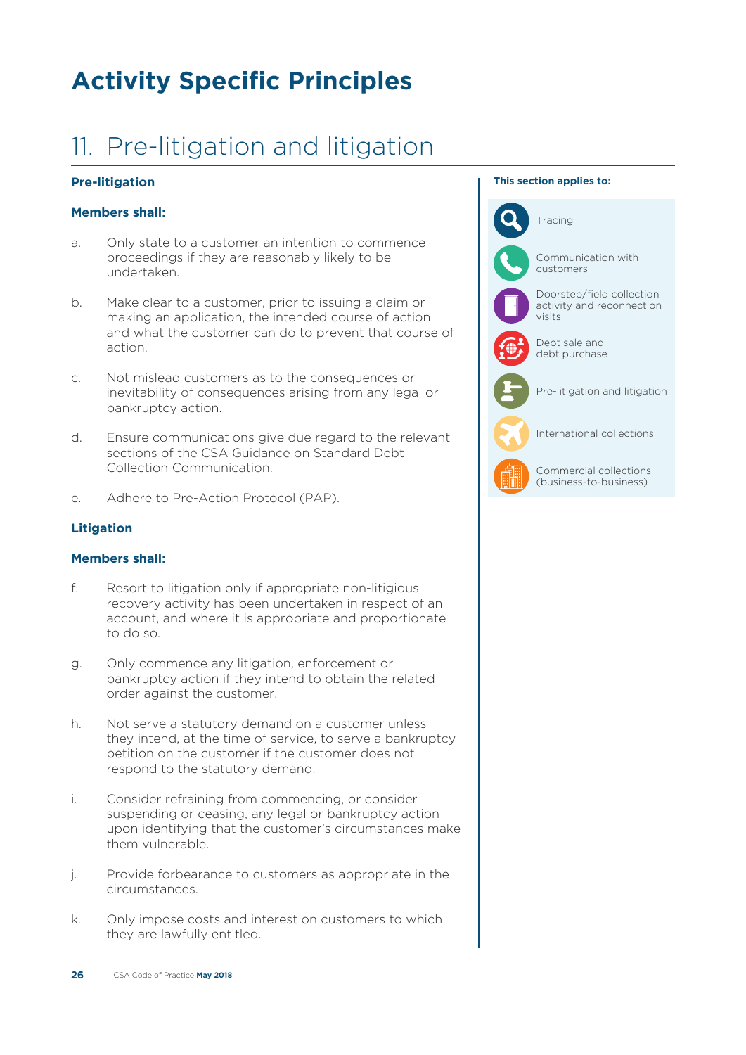# Activity Specific Principles

## 11. Pre-litigation and litigation

### Pre-litigation

**Members shall:**

a. Only state to a customer an intention to commence proceedings if they are reasonably likely to be undertaken.

b. Make clear to a customer, prior to issuing a claim or making an application, the intended course of action and what the customer can do to prevent that course of action.

c. Not mislead customers as to the consequences or inevitability of consequences arising from any legal or bankruptcy action.

d. Ensure communications give due regard to the relevant sections of the CSA Guidance on Standard Debt Collection Communication.

e. Adhere to Pre-Action Protocol (PAP).

### Litigation

**Members shall:**

f. Resort to litigation only if appropriate non-litigious recovery activity has been undertaken in respect of an account, and where it is appropriate and proportionate to do so.

g. Only commence any litigation, enforcement or bankruptcy action if they intend to obtain the related order against the customer.

h. Not serve a statutory demand on a customer unless they intend, at the time of service, to serve a bankruptcy petition on the customer if the customer does not respond to the statutory demand.

i. Consider refraining from commencing, or consider suspending or ceasing, any legal or bankruptcy action upon identifying that the customer's circumstances make them vulnerable.

j. Provide forbearance to customers as appropriate in the circumstances.

k. Only impose costs and interest on customers to which they are lawfully entitled.

**This section applies to:**

- Tracing
- Communication with customers
- Doorstep/field collection activity and reconnection visits
- Debt sale and debt purchase
- Pre-litigation and litigation
- International collections
- Commercial collections (business-to-business)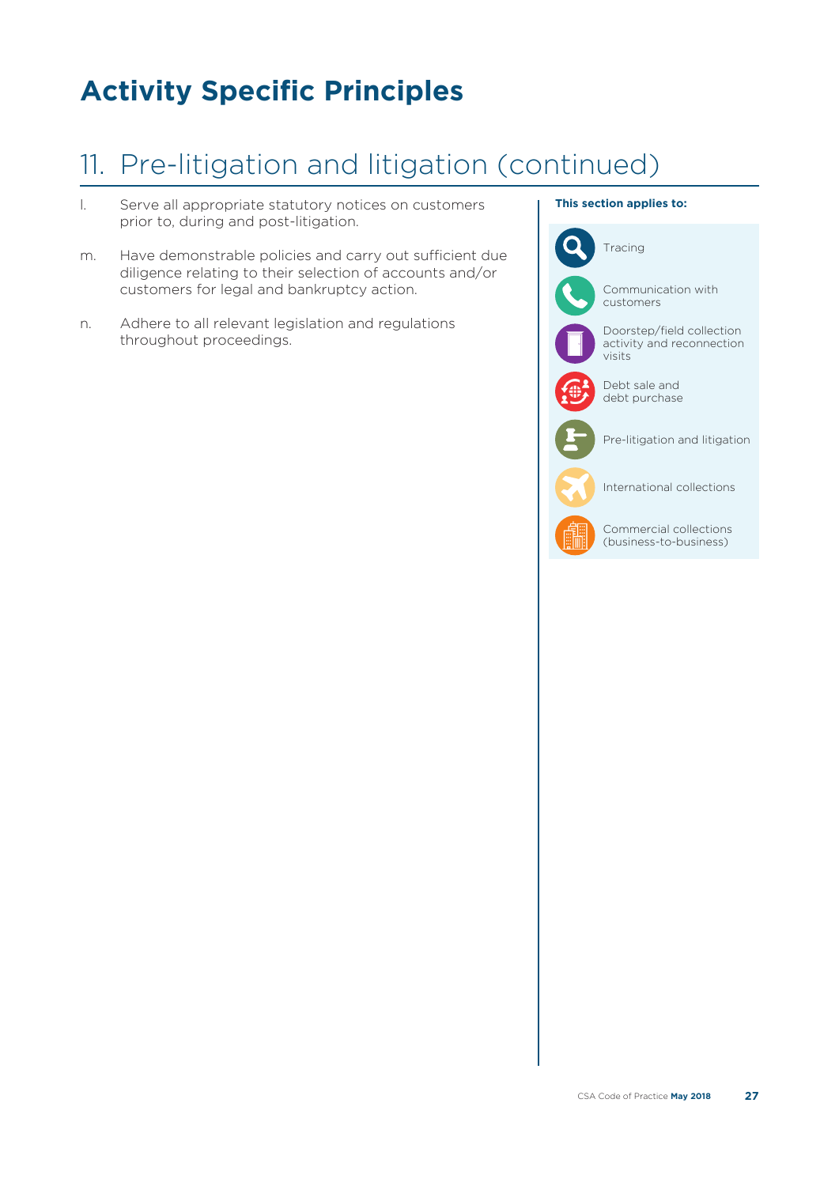# Activity Specific Principles

## 11. Pre-litigation and litigation (continued)

l. Serve all appropriate statutory notices on customers prior to, during and post-litigation.

m. Have demonstrable policies and carry out sufficient due diligence relating to their selection of accounts and/or customers for legal and bankruptcy action.

n. Adhere to all relevant legislation and regulations throughout proceedings.

**This section applies to:**

- Tracing
- Communication with customers
- Doorstep/field collection activity and reconnection visits
- Debt sale and debt purchase
- Pre-litigation and litigation
- International collections
- Commercial collections (business-to-business)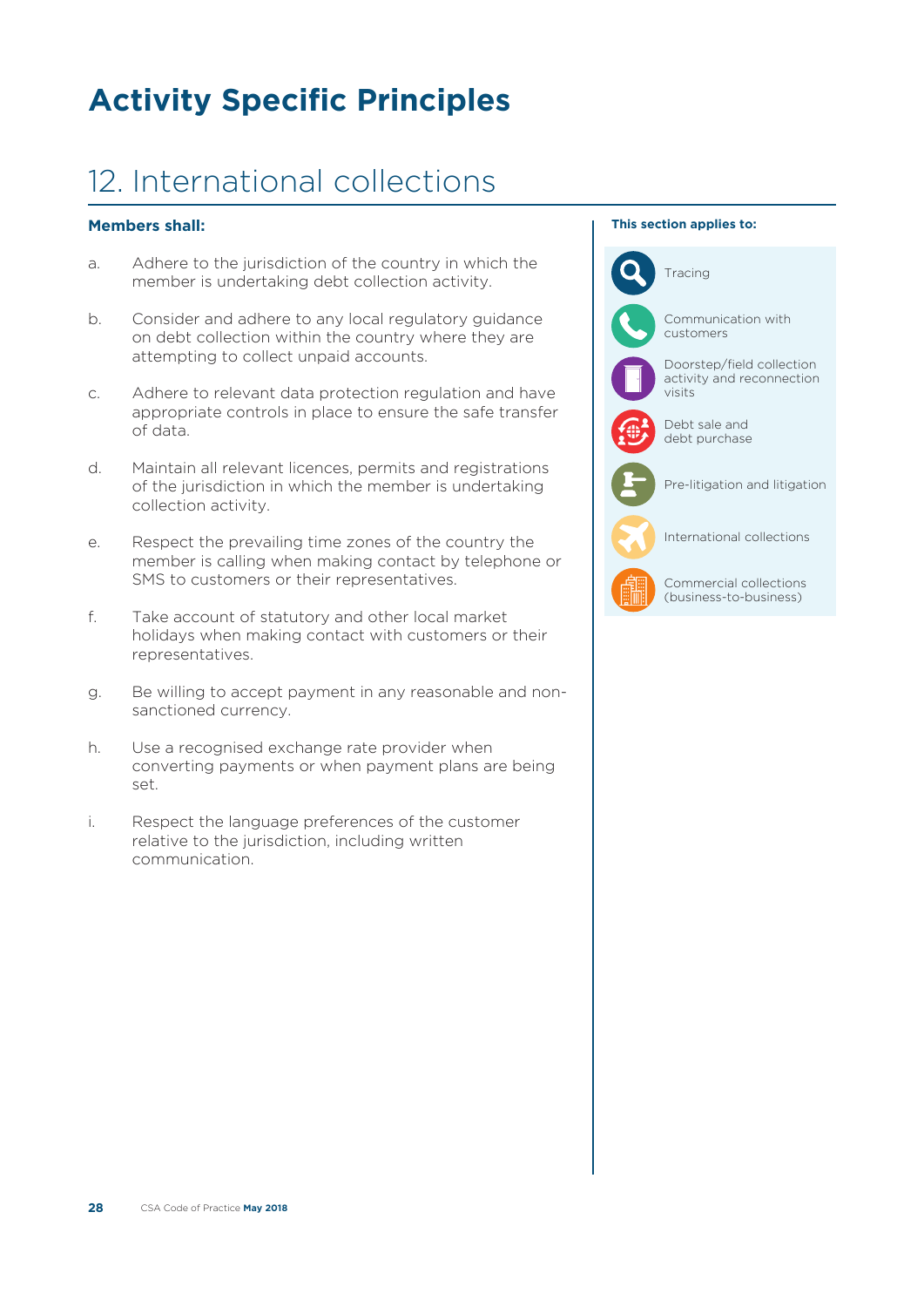# Activity Specific Principles

## 12. International collections

**Members shall:**

a. Adhere to the jurisdiction of the country in which the member is undertaking debt collection activity.

b. Consider and adhere to any local regulatory guidance on debt collection within the country where they are attempting to collect unpaid accounts.

c. Adhere to relevant data protection regulation and have appropriate controls in place to ensure the safe transfer of data.

d. Maintain all relevant licences, permits and registrations of the jurisdiction in which the member is undertaking collection activity.

e. Respect the prevailing time zones of the country the member is calling when making contact by telephone or SMS to customers or their representatives.

f. Take account of statutory and other local market holidays when making contact with customers or their representatives.

g. Be willing to accept payment in any reasonable and non-sanctioned currency.

h. Use a recognised exchange rate provider when converting payments or when payment plans are being set.

i. Respect the language preferences of the customer relative to the jurisdiction, including written communication.

**This section applies to:**

- Tracing
- Communication with customers
- Doorstep/field collection activity and reconnection visits
- Debt sale and debt purchase
- Pre-litigation and litigation
- International collections
- Commercial collections (business-to-business)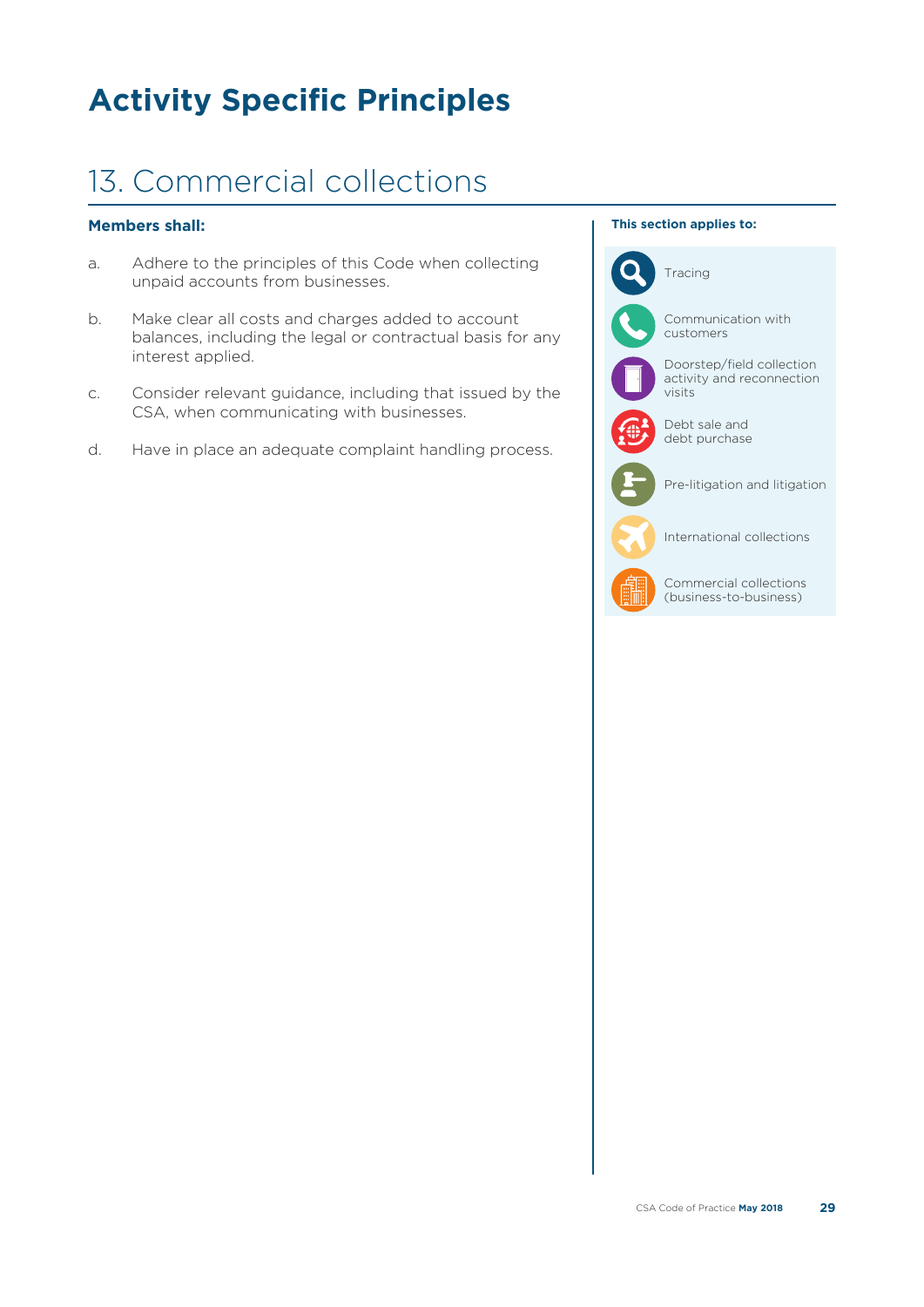# Activity Specific Principles

## 13. Commercial collections

**Members shall:**

a. Adhere to the principles of this Code when collecting unpaid accounts from businesses.

b. Make clear all costs and charges added to account balances, including the legal or contractual basis for any interest applied.

c. Consider relevant guidance, including that issued by the CSA, when communicating with businesses.

d. Have in place an adequate complaint handling process.

**This section applies to:**

- Tracing
- Communication with customers
- Doorstep/field collection activity and reconnection visits
- Debt sale and debt purchase
- Pre-litigation and litigation
- International collections
- Commercial collections (business-to-business)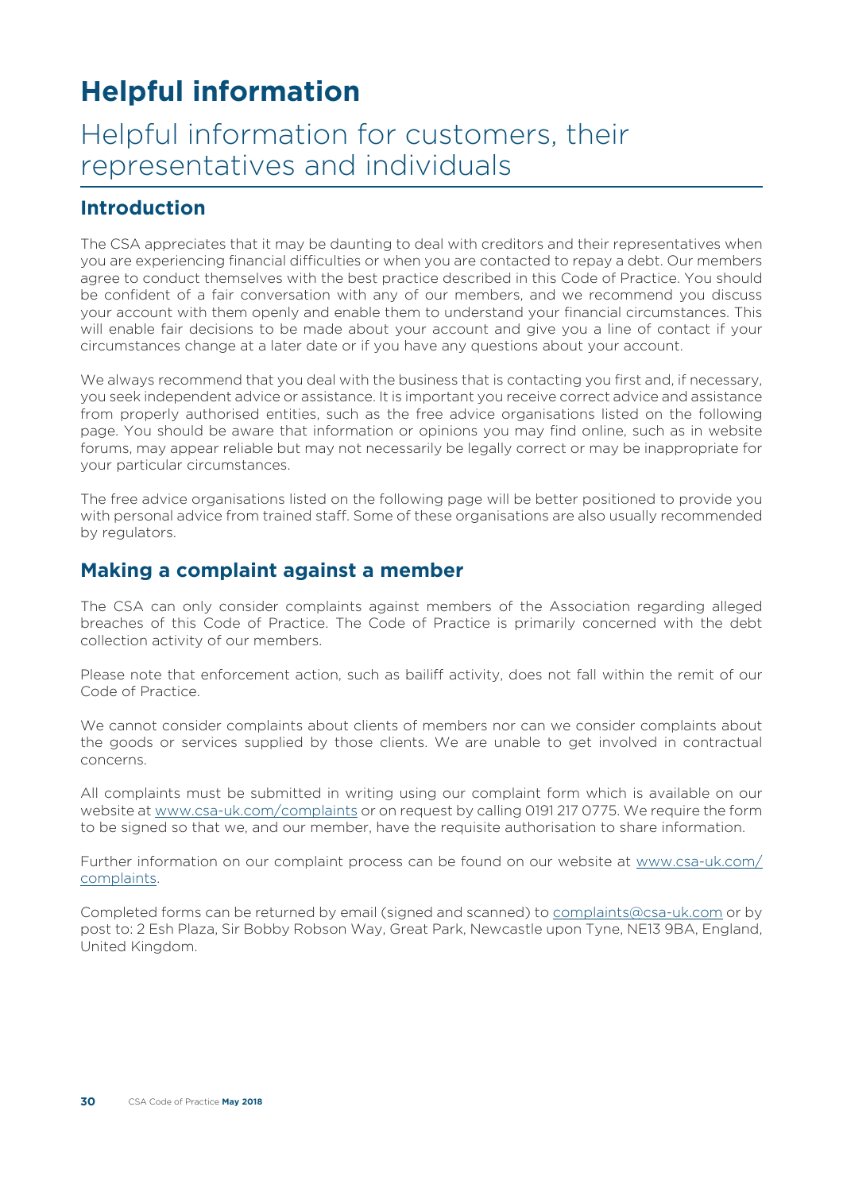# Helpful information

## Helpful information for customers, their representatives and individuals

### Introduction

The CSA appreciates that it may be daunting to deal with creditors and their representatives when you are experiencing financial difficulties or when you are contacted to repay a debt. Our members agree to conduct themselves with the best practice described in this Code of Practice. You should be confident of a fair conversation with any of our members, and we recommend you discuss your account with them openly and enable them to understand your financial circumstances. This will enable fair decisions to be made about your account and give you a line of contact if your circumstances change at a later date or if you have any questions about your account.

We always recommend that you deal with the business that is contacting you first and, if necessary, you seek independent advice or assistance. It is important you receive correct advice and assistance from properly authorised entities, such as the free advice organisations listed on the following page. You should be aware that information or opinions you may find online, such as in website forums, may appear reliable but may not necessarily be legally correct or may be inappropriate for your particular circumstances.

The free advice organisations listed on the following page will be better positioned to provide you with personal advice from trained staff. Some of these organisations are also usually recommended by regulators.

### Making a complaint against a member

The CSA can only consider complaints against members of the Association regarding alleged breaches of this Code of Practice. The Code of Practice is primarily concerned with the debt collection activity of our members.

Please note that enforcement action, such as bailiff activity, does not fall within the remit of our Code of Practice.

We cannot consider complaints about clients of members nor can we consider complaints about the goods or services supplied by those clients. We are unable to get involved in contractual concerns.

All complaints must be submitted in writing using our complaint form which is available on our website at www.csa-uk.com/complaints or on request by calling 0191 217 0775. We require the form to be signed so that we, and our member, have the requisite authorisation to share information.

Further information on our complaint process can be found on our website at www.csa-uk.com/complaints.

Completed forms can be returned by email (signed and scanned) to complaints@csa-uk.com or by post to: 2 Esh Plaza, Sir Bobby Robson Way, Great Park, Newcastle upon Tyne, NE13 9BA, England, United Kingdom.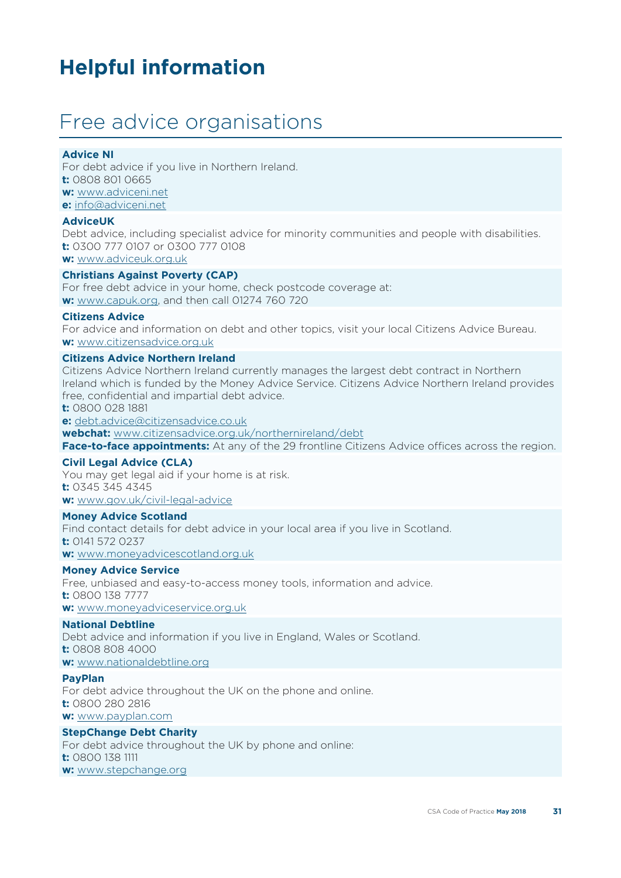# Helpful information

## Free advice organisations

**Advice NI**
For debt advice if you live in Northern Ireland.
**t:** 0808 801 0665
**w:** www.adviceni.net
**e:** info@adviceni.net

**AdviceUK**
Debt advice, including specialist advice for minority communities and people with disabilities.
**t:** 0300 777 0107 or 0300 777 0108
**w:** www.adviceuk.org.uk

**Christians Against Poverty (CAP)**
For free debt advice in your home, check postcode coverage at:
**w:** www.capuk.org, and then call 01274 760 720

**Citizens Advice**
For advice and information on debt and other topics, visit your local Citizens Advice Bureau.
**w:** www.citizensadvice.org.uk

**Citizens Advice Northern Ireland**
Citizens Advice Northern Ireland currently manages the largest debt contract in Northern Ireland which is funded by the Money Advice Service. Citizens Advice Northern Ireland provides free, confidential and impartial debt advice.
**t:** 0800 028 1881
**e:** debt.advice@citizensadvice.co.uk
**webchat:** www.citizensadvice.org.uk/northernireland/debt
**Face-to-face appointments:** At any of the 29 frontline Citizens Advice offices across the region.

**Civil Legal Advice (CLA)**
You may get legal aid if your home is at risk.
**t:** 0345 345 4345
**w:** www.gov.uk/civil-legal-advice

**Money Advice Scotland**
Find contact details for debt advice in your local area if you live in Scotland.
**t:** 0141 572 0237
**w:** www.moneyadvicescotland.org.uk

**Money Advice Service**
Free, unbiased and easy-to-access money tools, information and advice.
**t:** 0800 138 7777
**w:** www.moneyadviceservice.org.uk

**National Debtline**
Debt advice and information if you live in England, Wales or Scotland.
**t:** 0808 808 4000
**w:** www.nationaldebtline.org

**PayPlan**
For debt advice throughout the UK on the phone and online.
**t:** 0800 280 2816
**w:** www.payplan.com

**StepChange Debt Charity**
For debt advice throughout the UK by phone and online:
**t:** 0800 138 1111
**w:** www.stepchange.org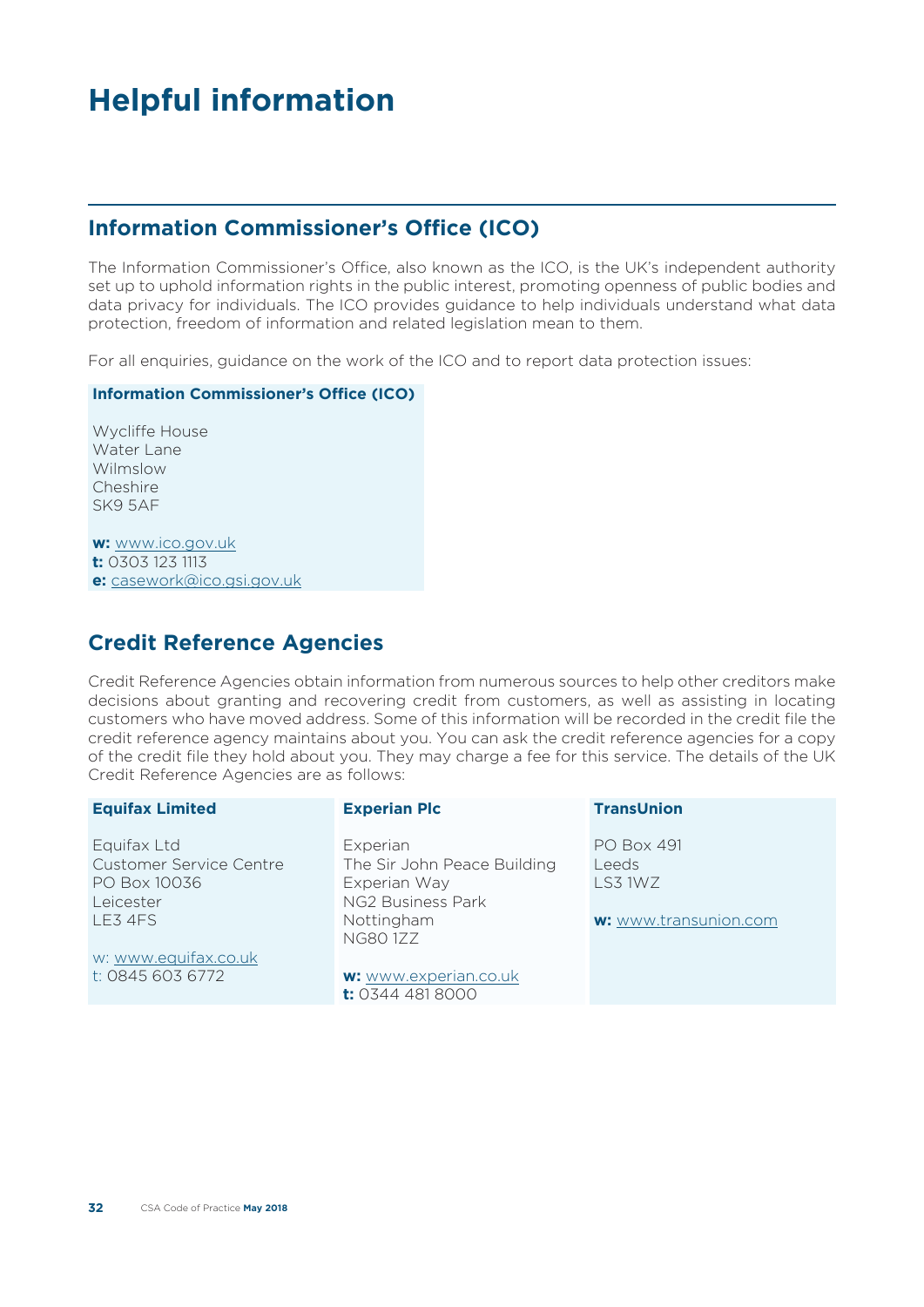# Helpful information

## Information Commissioner's Office (ICO)

The Information Commissioner's Office, also known as the ICO, is the UK's independent authority set up to uphold information rights in the public interest, promoting openness of public bodies and data privacy for individuals. The ICO provides guidance to help individuals understand what data protection, freedom of information and related legislation mean to them.

For all enquiries, guidance on the work of the ICO and to report data protection issues:

**Information Commissioner's Office (ICO)**

Wycliffe House
Water Lane
Wilmslow
Cheshire
SK9 5AF

**w:** www.ico.gov.uk
**t:** 0303 123 1113
**e:** casework@ico.gsi.gov.uk

## Credit Reference Agencies

Credit Reference Agencies obtain information from numerous sources to help other creditors make decisions about granting and recovering credit from customers, as well as assisting in locating customers who have moved address. Some of this information will be recorded in the credit file the credit reference agency maintains about you. You can ask the credit reference agencies for a copy of the credit file they hold about you. They may charge a fee for this service. The details of the UK Credit Reference Agencies are as follows:

| Equifax Limited | Experian Plc | TransUnion |
|---|---|---|
| Equifax Ltd<br>Customer Service Centre<br>PO Box 10036<br>Leicester<br>LE3 4FS<br><br>w: www.equifax.co.uk<br>t: 0845 603 6772 | Experian<br>The Sir John Peace Building<br>Experian Way<br>NG2 Business Park<br>Nottingham<br>NG80 1ZZ<br><br>**w:** www.experian.co.uk<br>**t:** 0344 481 8000 | PO Box 491<br>Leeds<br>LS3 1WZ<br><br>**w:** www.transunion.com |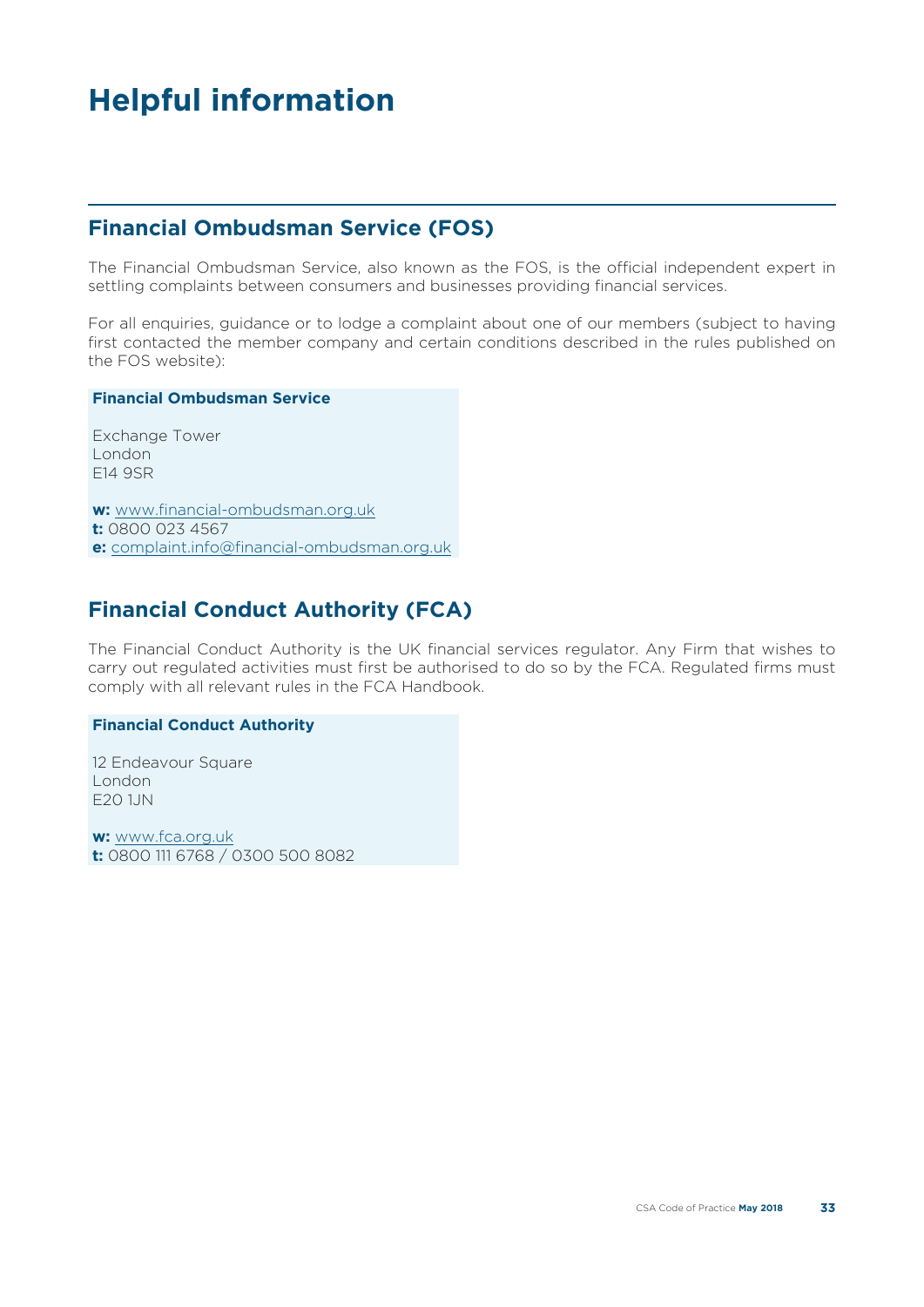# Helpful information

## Financial Ombudsman Service (FOS)

The Financial Ombudsman Service, also known as the FOS, is the official independent expert in settling complaints between consumers and businesses providing financial services.

For all enquiries, guidance or to lodge a complaint about one of our members (subject to having first contacted the member company and certain conditions described in the rules published on the FOS website):

**Financial Ombudsman Service**

Exchange Tower
London
E14 9SR

**w:** www.financial-ombudsman.org.uk
**t:** 0800 023 4567
**e:** complaint.info@financial-ombudsman.org.uk

## Financial Conduct Authority (FCA)

The Financial Conduct Authority is the UK financial services regulator. Any Firm that wishes to carry out regulated activities must first be authorised to do so by the FCA. Regulated firms must comply with all relevant rules in the FCA Handbook.

**Financial Conduct Authority**

12 Endeavour Square
London
E20 1JN

**w:** www.fca.org.uk
**t:** 0800 111 6768 / 0300 500 8082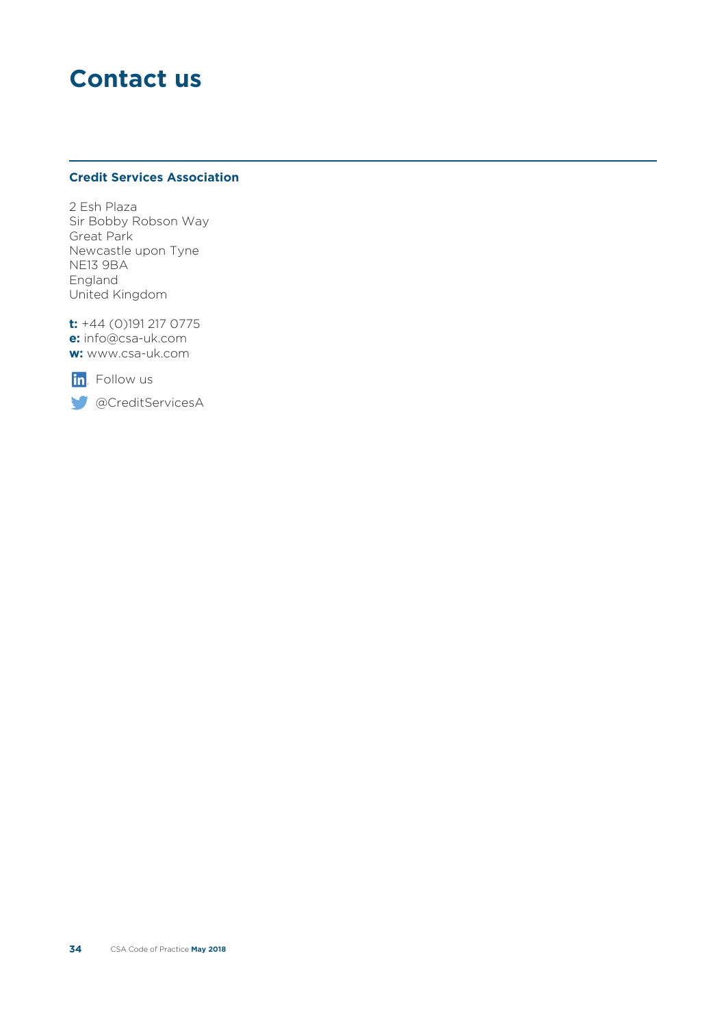# Contact us

**Credit Services Association**

2 Esh Plaza
Sir Bobby Robson Way
Great Park
Newcastle upon Tyne
NE13 9BA
England
United Kingdom

**t:** +44 (0)191 217 0775
**e:** info@csa-uk.com
**w:** www.csa-uk.com

Follow us

@CreditServicesA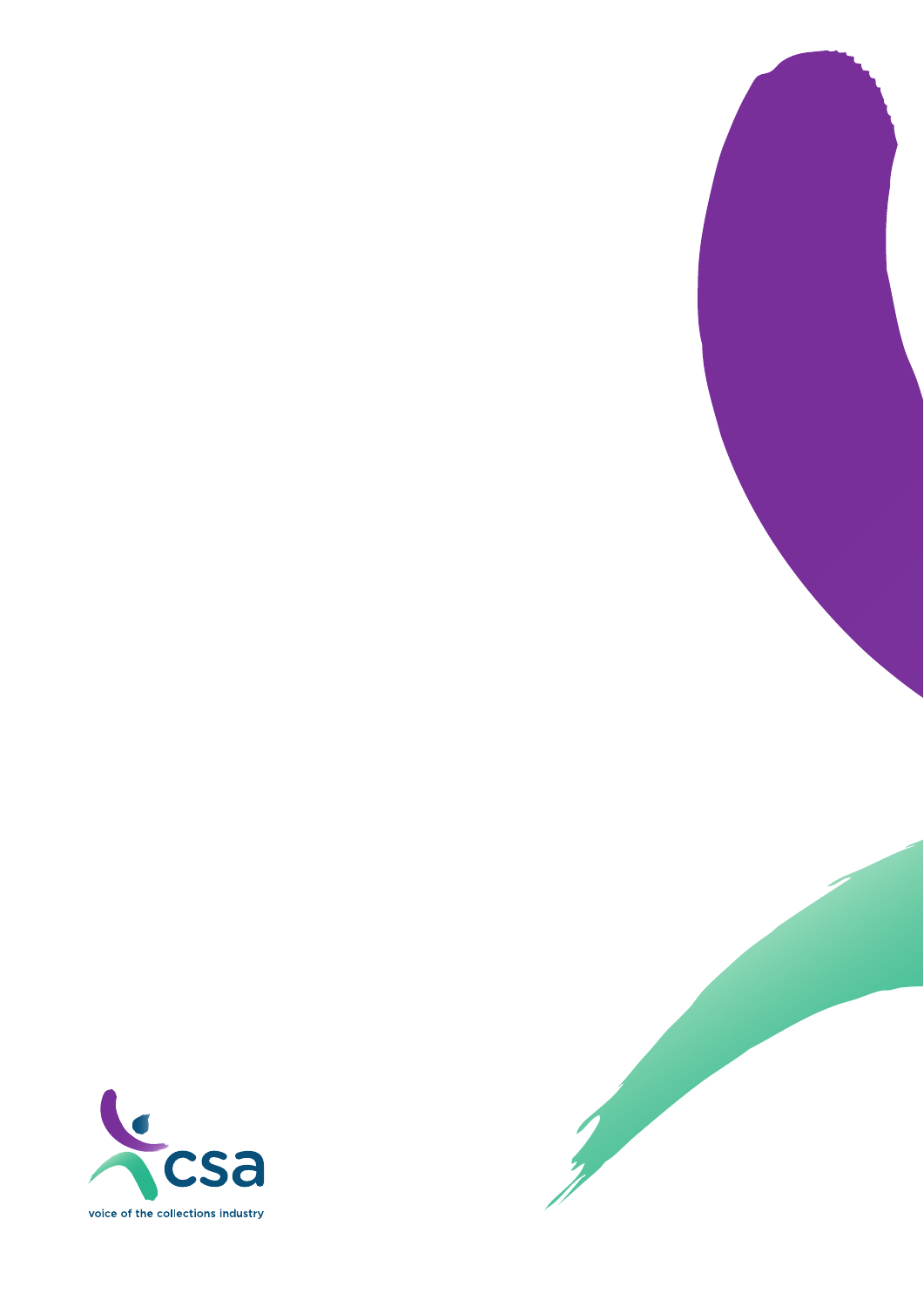csa

voice of the collections industry